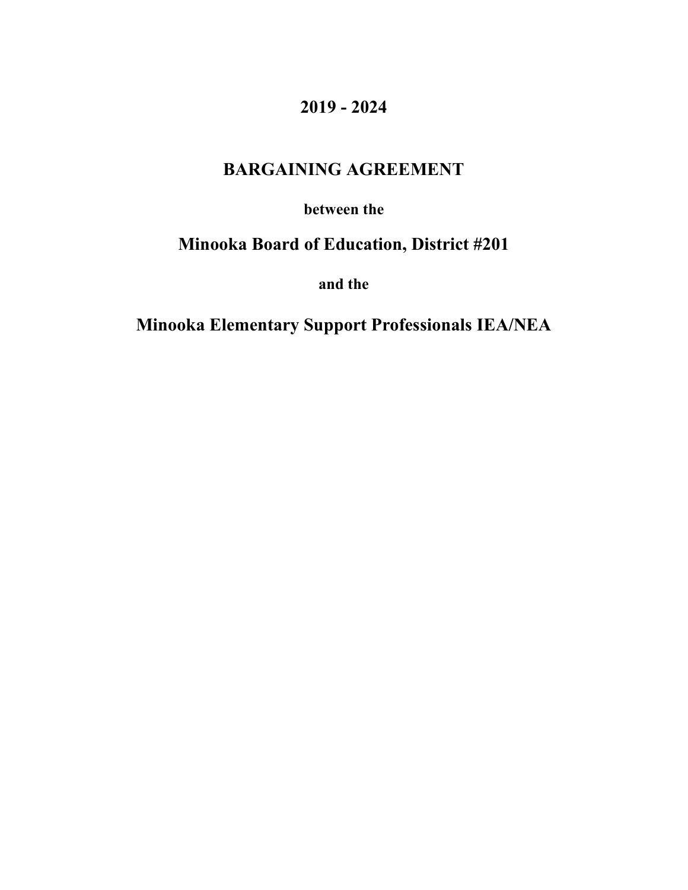# 2019 - 2024

# BARGAINING AGREEMENT

**between the**

## Minooka Board of Education, District #201

**and the**

## Minooka Elementary Support Professionals IEA/NEA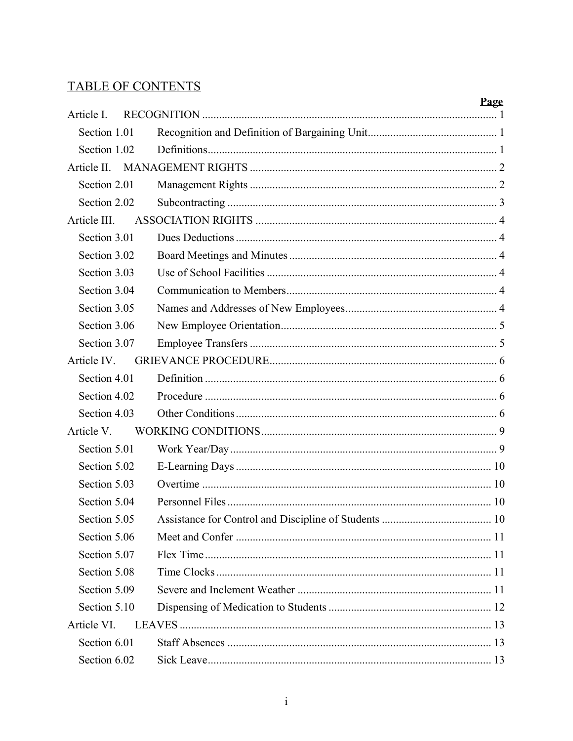## TABLE OF CONTENTS

| | | Page |
|---|---|---|
| Article I. | RECOGNITION | 1 |
| Section 1.01 | Recognition and Definition of Bargaining Unit | 1 |
| Section 1.02 | Definitions | 1 |
| Article II. | MANAGEMENT RIGHTS | 2 |
| Section 2.01 | Management Rights | 2 |
| Section 2.02 | Subcontracting | 3 |
| Article III. | ASSOCIATION RIGHTS | 4 |
| Section 3.01 | Dues Deductions | 4 |
| Section 3.02 | Board Meetings and Minutes | 4 |
| Section 3.03 | Use of School Facilities | 4 |
| Section 3.04 | Communication to Members | 4 |
| Section 3.05 | Names and Addresses of New Employees | 4 |
| Section 3.06 | New Employee Orientation | 5 |
| Section 3.07 | Employee Transfers | 5 |
| Article IV. | GRIEVANCE PROCEDURE | 6 |
| Section 4.01 | Definition | 6 |
| Section 4.02 | Procedure | 6 |
| Section 4.03 | Other Conditions | 6 |
| Article V. | WORKING CONDITIONS | 9 |
| Section 5.01 | Work Year/Day | 9 |
| Section 5.02 | E-Learning Days | 10 |
| Section 5.03 | Overtime | 10 |
| Section 5.04 | Personnel Files | 10 |
| Section 5.05 | Assistance for Control and Discipline of Students | 10 |
| Section 5.06 | Meet and Confer | 11 |
| Section 5.07 | Flex Time | 11 |
| Section 5.08 | Time Clocks | 11 |
| Section 5.09 | Severe and Inclement Weather | 11 |
| Section 5.10 | Dispensing of Medication to Students | 12 |
| Article VI. | LEAVES | 13 |
| Section 6.01 | Staff Absences | 13 |
| Section 6.02 | Sick Leave | 13 |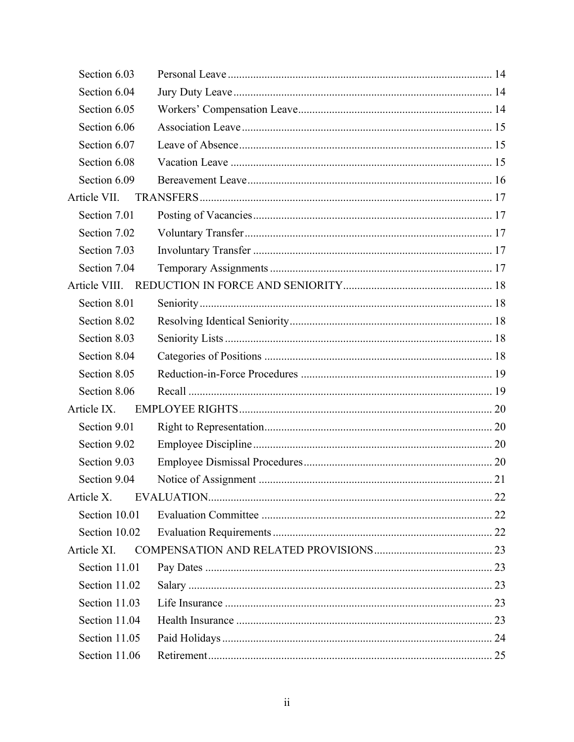| | | |
|---|---|---|
| Section 6.03 | Personal Leave | 14 |
| Section 6.04 | Jury Duty Leave | 14 |
| Section 6.05 | Workers' Compensation Leave | 14 |
| Section 6.06 | Association Leave | 15 |
| Section 6.07 | Leave of Absence | 15 |
| Section 6.08 | Vacation Leave | 15 |
| Section 6.09 | Bereavement Leave | 16 |
| Article VII. | TRANSFERS | 17 |
| Section 7.01 | Posting of Vacancies | 17 |
| Section 7.02 | Voluntary Transfer | 17 |
| Section 7.03 | Involuntary Transfer | 17 |
| Section 7.04 | Temporary Assignments | 17 |
| Article VIII. | REDUCTION IN FORCE AND SENIORITY | 18 |
| Section 8.01 | Seniority | 18 |
| Section 8.02 | Resolving Identical Seniority | 18 |
| Section 8.03 | Seniority Lists | 18 |
| Section 8.04 | Categories of Positions | 18 |
| Section 8.05 | Reduction-in-Force Procedures | 19 |
| Section 8.06 | Recall | 19 |
| Article IX. | EMPLOYEE RIGHTS | 20 |
| Section 9.01 | Right to Representation | 20 |
| Section 9.02 | Employee Discipline | 20 |
| Section 9.03 | Employee Dismissal Procedures | 20 |
| Section 9.04 | Notice of Assignment | 21 |
| Article X. | EVALUATION | 22 |
| Section 10.01 | Evaluation Committee | 22 |
| Section 10.02 | Evaluation Requirements | 22 |
| Article XI. | COMPENSATION AND RELATED PROVISIONS | 23 |
| Section 11.01 | Pay Dates | 23 |
| Section 11.02 | Salary | 23 |
| Section 11.03 | Life Insurance | 23 |
| Section 11.04 | Health Insurance | 23 |
| Section 11.05 | Paid Holidays | 24 |
| Section 11.06 | Retirement | 25 |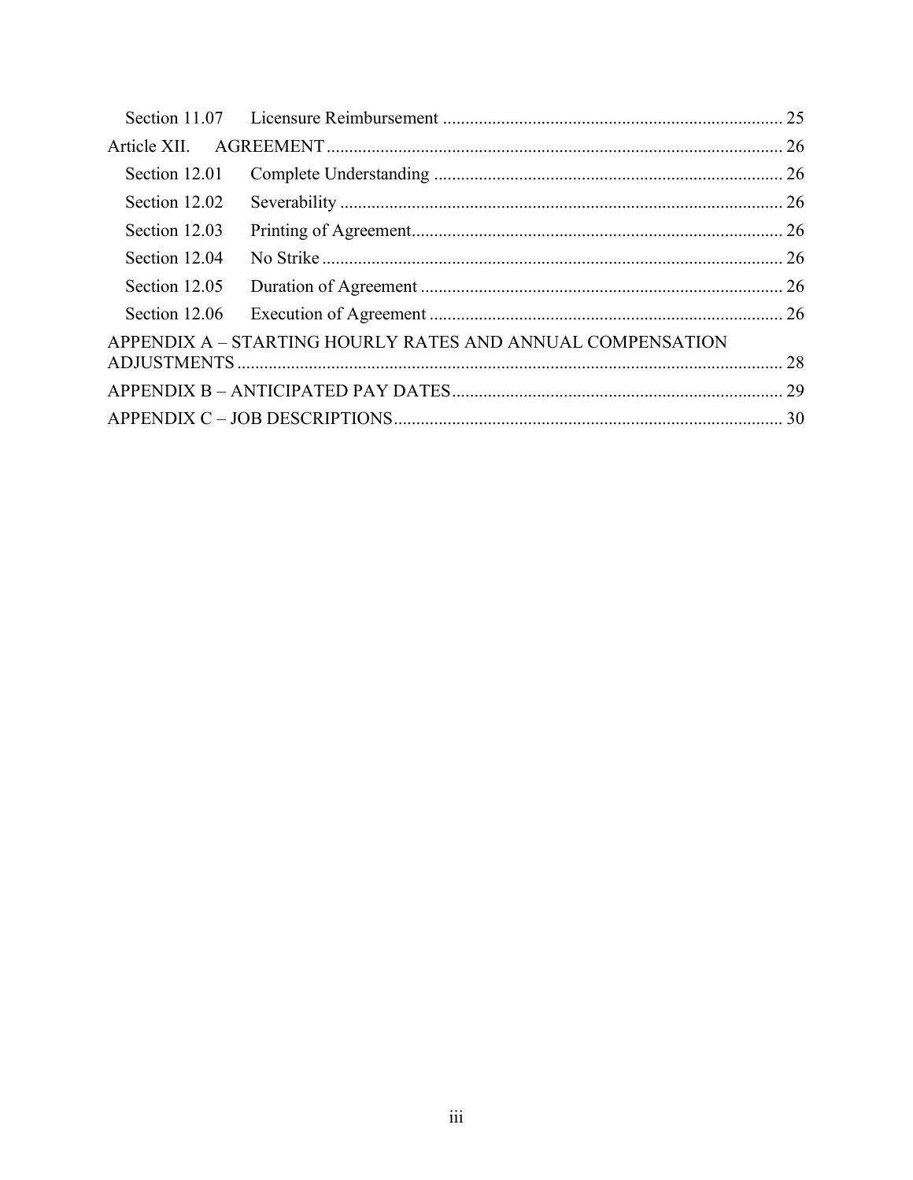Section 11.07 Licensure Reimbursement ........................................................................... 25

Article XII. AGREEMENT ..................................................................................................... 26

Section 12.01 Complete Understanding ............................................................................. 26

Section 12.02 Severability ................................................................................................... 26

Section 12.03 Printing of Agreement .................................................................................. 26

Section 12.04 No Strike ....................................................................................................... 26

Section 12.05 Duration of Agreement ................................................................................ 26

Section 12.06 Execution of Agreement ............................................................................... 26

APPENDIX A – STARTING HOURLY RATES AND ANNUAL COMPENSATION ADJUSTMENTS ......................................................................................................................... 28

APPENDIX B – ANTICIPATED PAY DATES ......................................................................... 29

APPENDIX C – JOB DESCRIPTIONS ...................................................................................... 30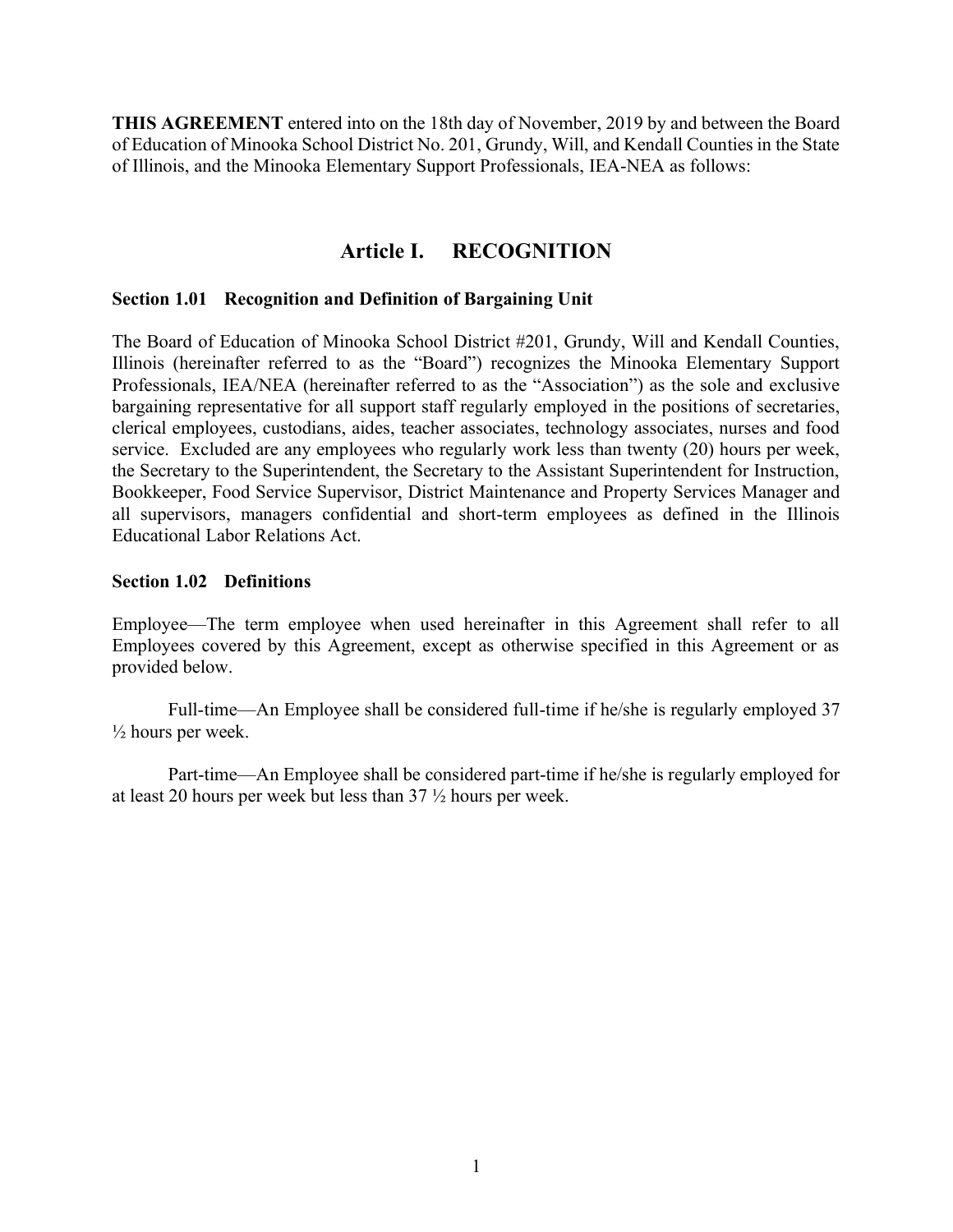**THIS AGREEMENT** entered into on the 18th day of November, 2019 by and between the Board of Education of Minooka School District No. 201, Grundy, Will, and Kendall Counties in the State of Illinois, and the Minooka Elementary Support Professionals, IEA-NEA as follows:

# Article I. RECOGNITION

### Section 1.01 Recognition and Definition of Bargaining Unit

The Board of Education of Minooka School District #201, Grundy, Will and Kendall Counties, Illinois (hereinafter referred to as the "Board") recognizes the Minooka Elementary Support Professionals, IEA/NEA (hereinafter referred to as the "Association") as the sole and exclusive bargaining representative for all support staff regularly employed in the positions of secretaries, clerical employees, custodians, aides, teacher associates, technology associates, nurses and food service. Excluded are any employees who regularly work less than twenty (20) hours per week, the Secretary to the Superintendent, the Secretary to the Assistant Superintendent for Instruction, Bookkeeper, Food Service Supervisor, District Maintenance and Property Services Manager and all supervisors, managers confidential and short-term employees as defined in the Illinois Educational Labor Relations Act.

### Section 1.02 Definitions

Employee—The term employee when used hereinafter in this Agreement shall refer to all Employees covered by this Agreement, except as otherwise specified in this Agreement or as provided below.

Full-time—An Employee shall be considered full-time if he/she is regularly employed 37 ½ hours per week.

Part-time—An Employee shall be considered part-time if he/she is regularly employed for at least 20 hours per week but less than 37 ½ hours per week.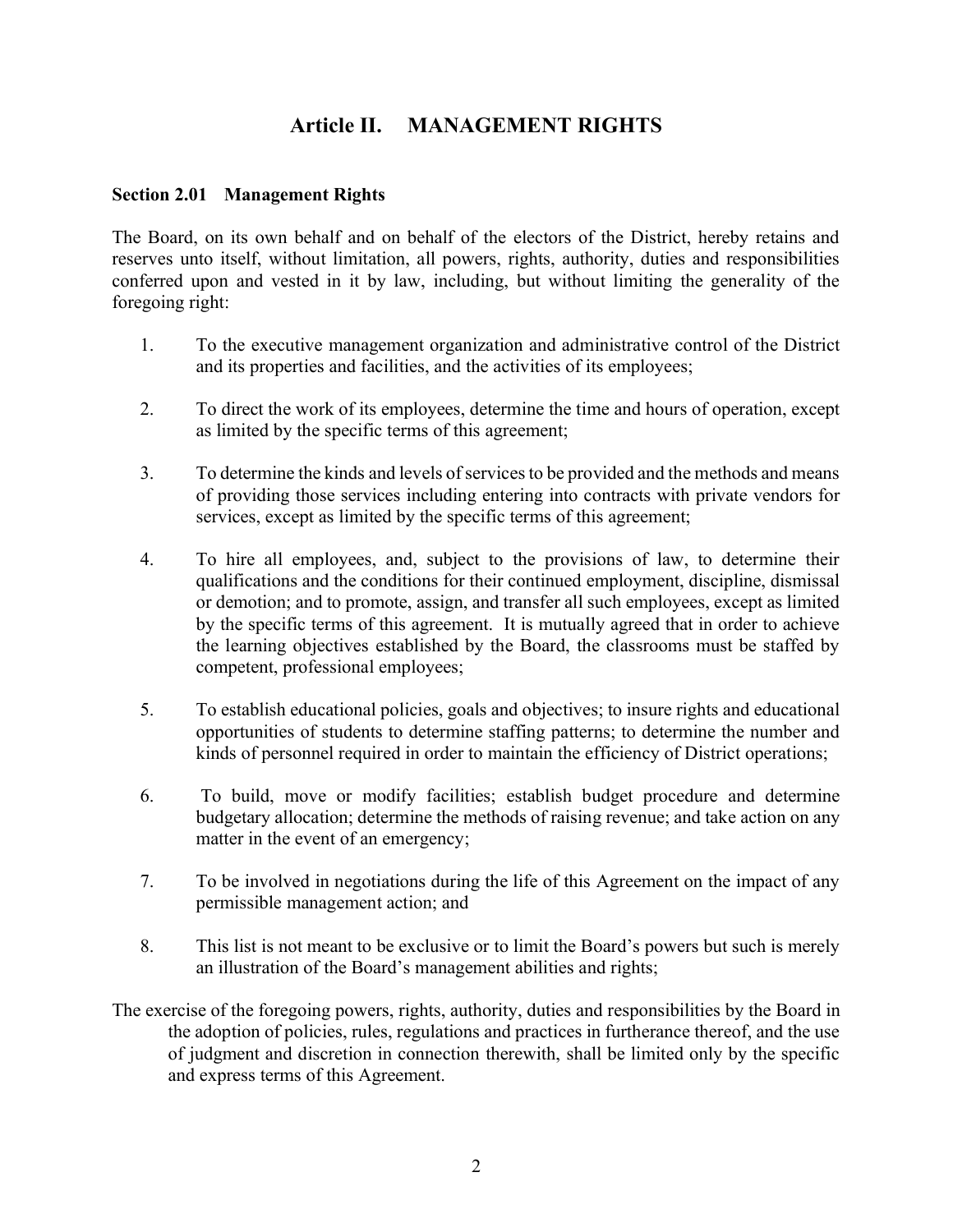# Article II. MANAGEMENT RIGHTS

### Section 2.01 Management Rights

The Board, on its own behalf and on behalf of the electors of the District, hereby retains and reserves unto itself, without limitation, all powers, rights, authority, duties and responsibilities conferred upon and vested in it by law, including, but without limiting the generality of the foregoing right:

1. To the executive management organization and administrative control of the District and its properties and facilities, and the activities of its employees;

2. To direct the work of its employees, determine the time and hours of operation, except as limited by the specific terms of this agreement;

3. To determine the kinds and levels of services to be provided and the methods and means of providing those services including entering into contracts with private vendors for services, except as limited by the specific terms of this agreement;

4. To hire all employees, and, subject to the provisions of law, to determine their qualifications and the conditions for their continued employment, discipline, dismissal or demotion; and to promote, assign, and transfer all such employees, except as limited by the specific terms of this agreement. It is mutually agreed that in order to achieve the learning objectives established by the Board, the classrooms must be staffed by competent, professional employees;

5. To establish educational policies, goals and objectives; to insure rights and educational opportunities of students to determine staffing patterns; to determine the number and kinds of personnel required in order to maintain the efficiency of District operations;

6. To build, move or modify facilities; establish budget procedure and determine budgetary allocation; determine the methods of raising revenue; and take action on any matter in the event of an emergency;

7. To be involved in negotiations during the life of this Agreement on the impact of any permissible management action; and

8. This list is not meant to be exclusive or to limit the Board's powers but such is merely an illustration of the Board's management abilities and rights;

The exercise of the foregoing powers, rights, authority, duties and responsibilities by the Board in the adoption of policies, rules, regulations and practices in furtherance thereof, and the use of judgment and discretion in connection therewith, shall be limited only by the specific and express terms of this Agreement.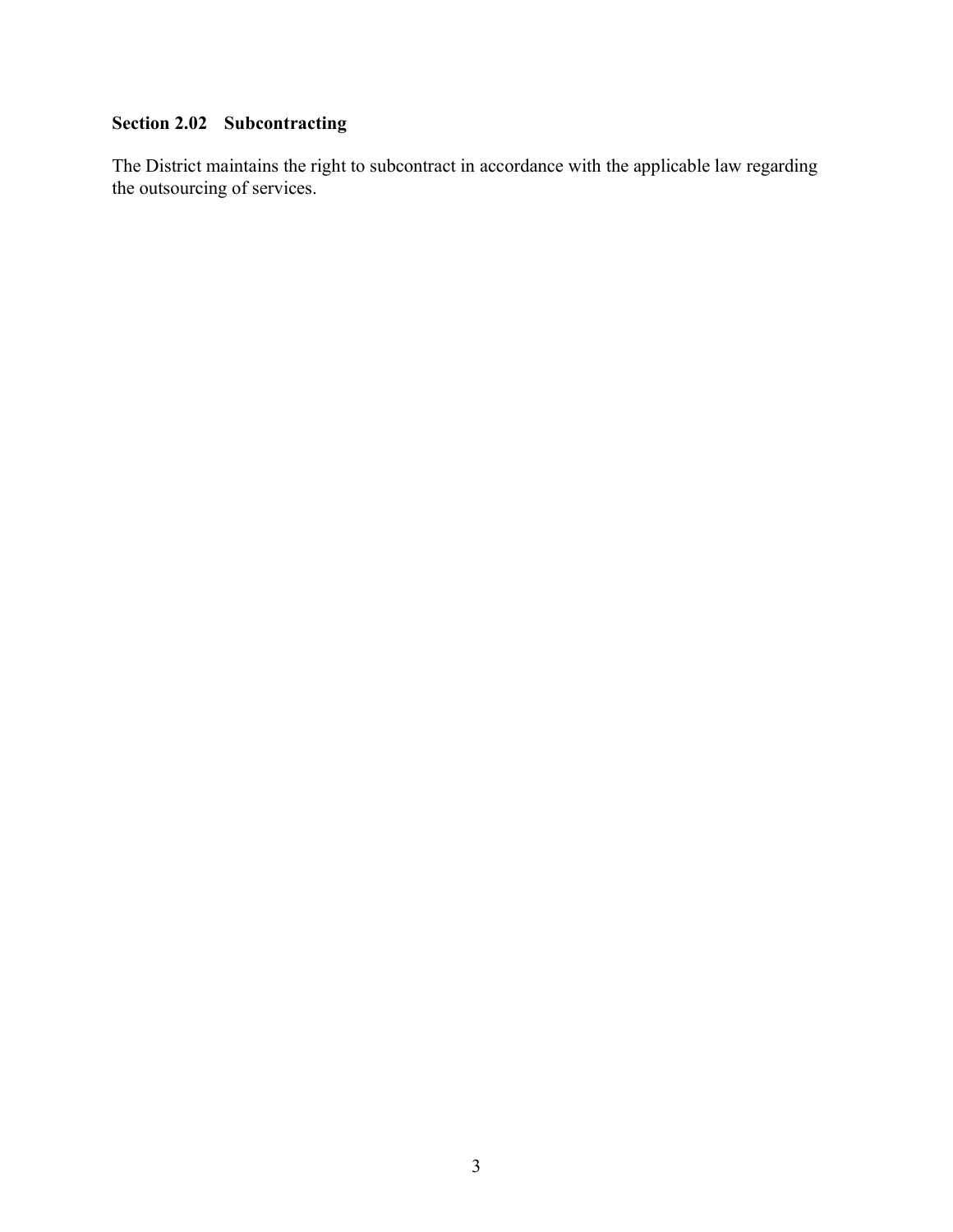### Section 2.02 Subcontracting

The District maintains the right to subcontract in accordance with the applicable law regarding the outsourcing of services.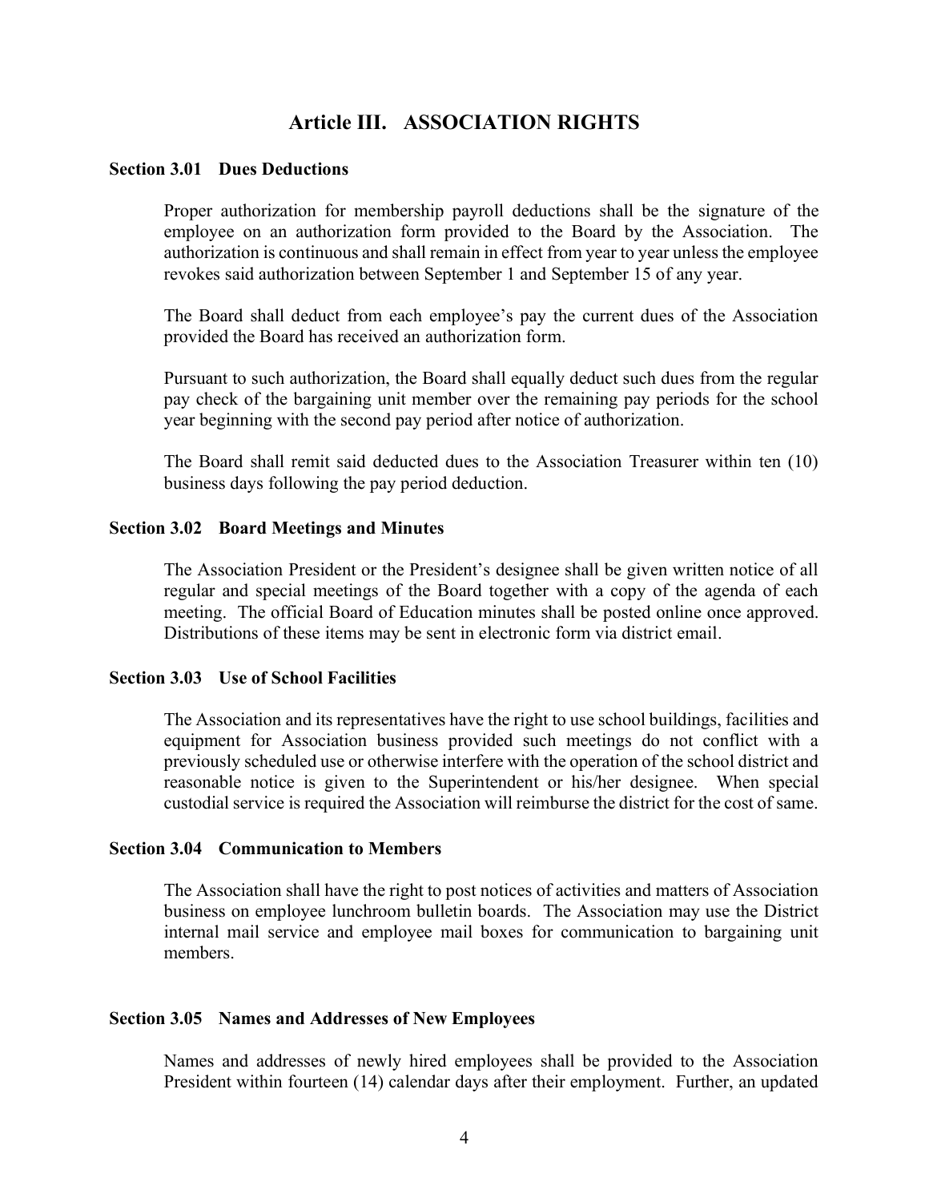# Article III. ASSOCIATION RIGHTS

### Section 3.01 Dues Deductions

Proper authorization for membership payroll deductions shall be the signature of the employee on an authorization form provided to the Board by the Association. The authorization is continuous and shall remain in effect from year to year unless the employee revokes said authorization between September 1 and September 15 of any year.

The Board shall deduct from each employee's pay the current dues of the Association provided the Board has received an authorization form.

Pursuant to such authorization, the Board shall equally deduct such dues from the regular pay check of the bargaining unit member over the remaining pay periods for the school year beginning with the second pay period after notice of authorization.

The Board shall remit said deducted dues to the Association Treasurer within ten (10) business days following the pay period deduction.

### Section 3.02 Board Meetings and Minutes

The Association President or the President's designee shall be given written notice of all regular and special meetings of the Board together with a copy of the agenda of each meeting. The official Board of Education minutes shall be posted online once approved. Distributions of these items may be sent in electronic form via district email.

### Section 3.03 Use of School Facilities

The Association and its representatives have the right to use school buildings, facilities and equipment for Association business provided such meetings do not conflict with a previously scheduled use or otherwise interfere with the operation of the school district and reasonable notice is given to the Superintendent or his/her designee. When special custodial service is required the Association will reimburse the district for the cost of same.

### Section 3.04 Communication to Members

The Association shall have the right to post notices of activities and matters of Association business on employee lunchroom bulletin boards. The Association may use the District internal mail service and employee mail boxes for communication to bargaining unit members.

### Section 3.05 Names and Addresses of New Employees

Names and addresses of newly hired employees shall be provided to the Association President within fourteen (14) calendar days after their employment. Further, an updated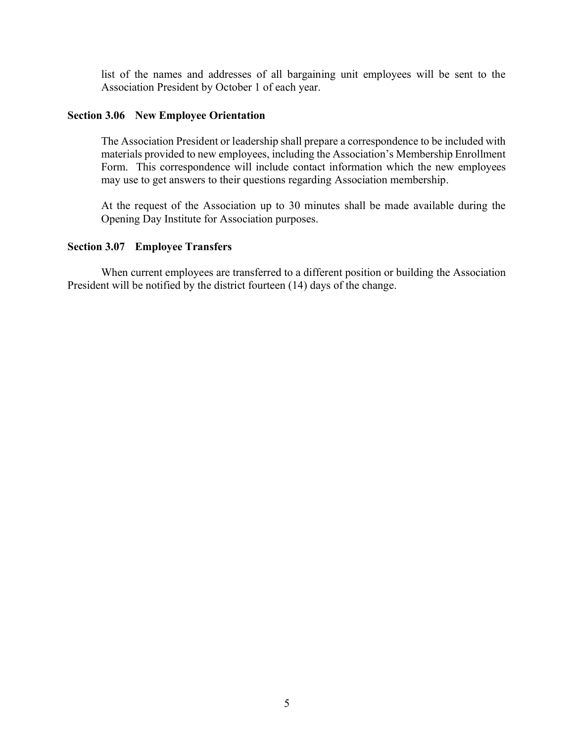list of the names and addresses of all bargaining unit employees will be sent to the Association President by October 1 of each year.

**Section 3.06 New Employee Orientation**

The Association President or leadership shall prepare a correspondence to be included with materials provided to new employees, including the Association's Membership Enrollment Form. This correspondence will include contact information which the new employees may use to get answers to their questions regarding Association membership.

At the request of the Association up to 30 minutes shall be made available during the Opening Day Institute for Association purposes.

**Section 3.07 Employee Transfers**

When current employees are transferred to a different position or building the Association President will be notified by the district fourteen (14) days of the change.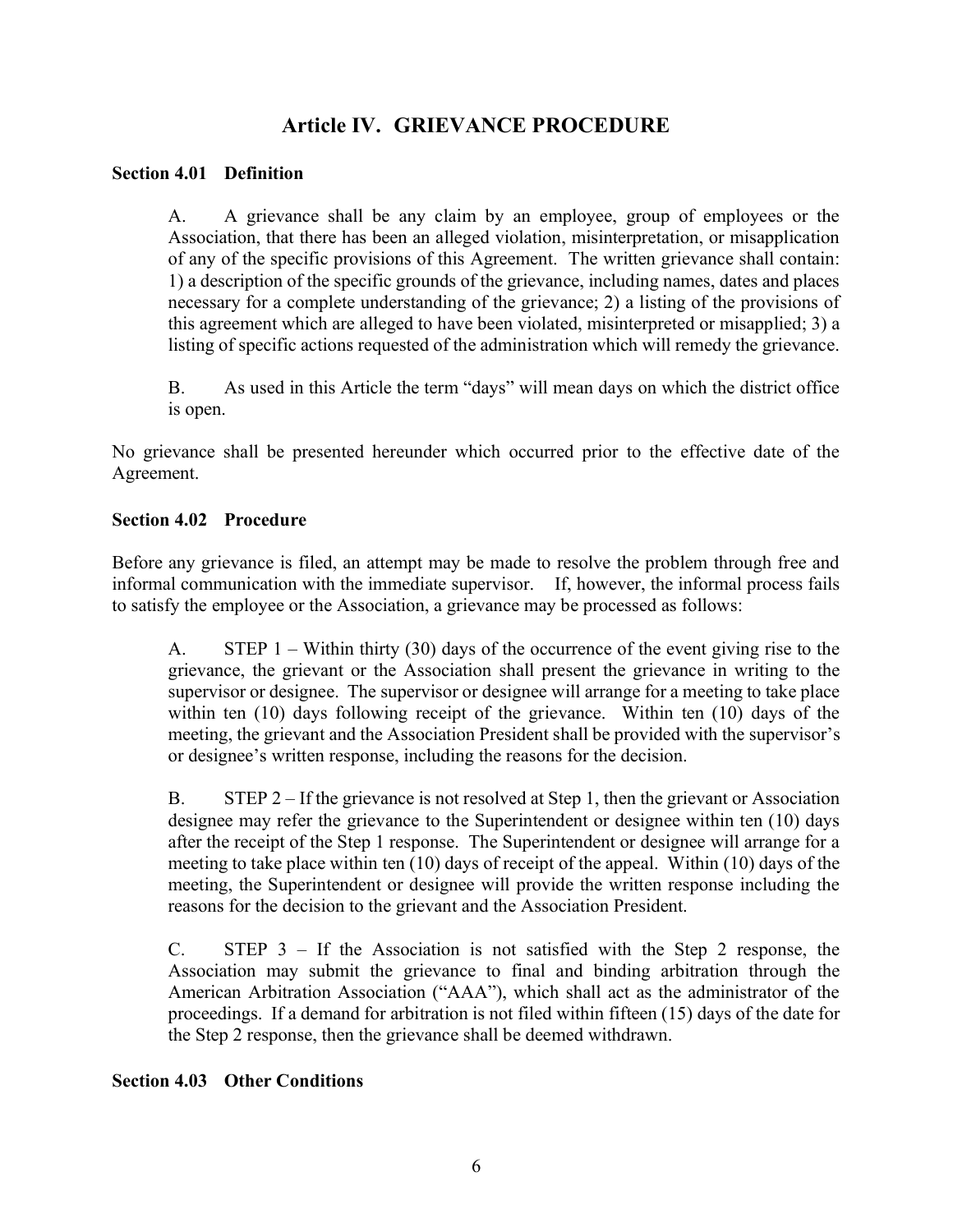# Article IV. GRIEVANCE PROCEDURE

### Section 4.01 Definition

A. A grievance shall be any claim by an employee, group of employees or the Association, that there has been an alleged violation, misinterpretation, or misapplication of any of the specific provisions of this Agreement. The written grievance shall contain: 1) a description of the specific grounds of the grievance, including names, dates and places necessary for a complete understanding of the grievance; 2) a listing of the provisions of this agreement which are alleged to have been violated, misinterpreted or misapplied; 3) a listing of specific actions requested of the administration which will remedy the grievance.

B. As used in this Article the term "days" will mean days on which the district office is open.

No grievance shall be presented hereunder which occurred prior to the effective date of the Agreement.

### Section 4.02 Procedure

Before any grievance is filed, an attempt may be made to resolve the problem through free and informal communication with the immediate supervisor. If, however, the informal process fails to satisfy the employee or the Association, a grievance may be processed as follows:

A. STEP 1 – Within thirty (30) days of the occurrence of the event giving rise to the grievance, the grievant or the Association shall present the grievance in writing to the supervisor or designee. The supervisor or designee will arrange for a meeting to take place within ten (10) days following receipt of the grievance. Within ten (10) days of the meeting, the grievant and the Association President shall be provided with the supervisor's or designee's written response, including the reasons for the decision.

B. STEP 2 – If the grievance is not resolved at Step 1, then the grievant or Association designee may refer the grievance to the Superintendent or designee within ten (10) days after the receipt of the Step 1 response. The Superintendent or designee will arrange for a meeting to take place within ten (10) days of receipt of the appeal. Within (10) days of the meeting, the Superintendent or designee will provide the written response including the reasons for the decision to the grievant and the Association President.

C. STEP 3 – If the Association is not satisfied with the Step 2 response, the Association may submit the grievance to final and binding arbitration through the American Arbitration Association ("AAA"), which shall act as the administrator of the proceedings. If a demand for arbitration is not filed within fifteen (15) days of the date for the Step 2 response, then the grievance shall be deemed withdrawn.

### Section 4.03 Other Conditions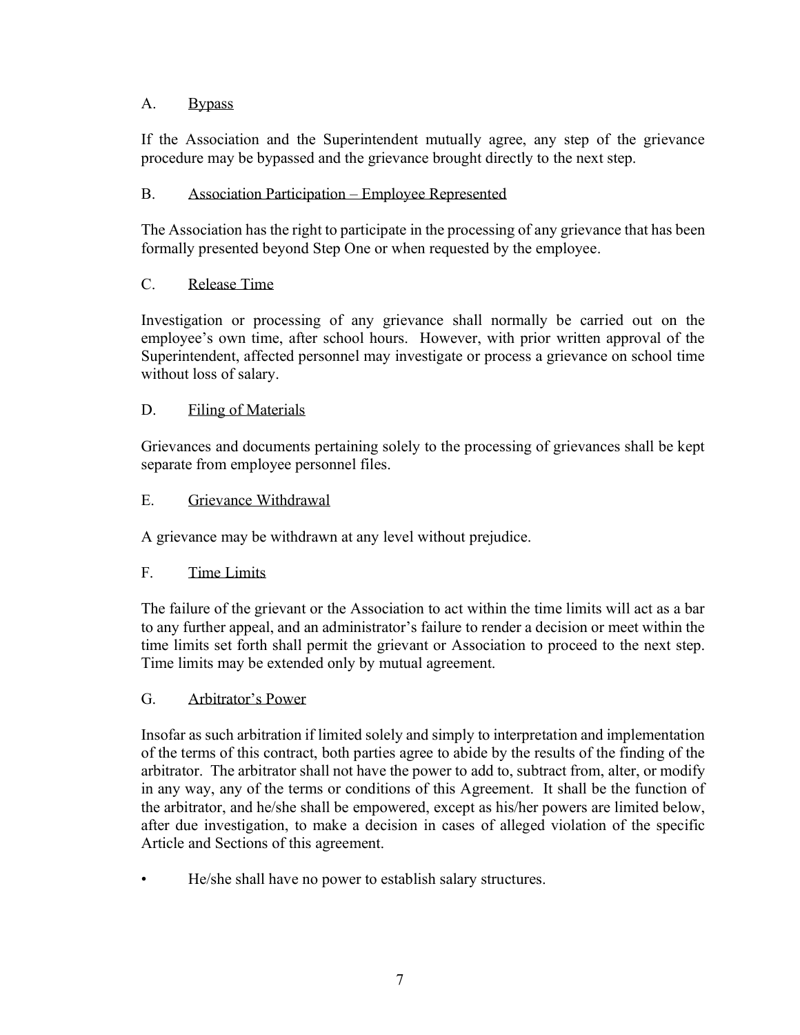A. <u>Bypass</u>

If the Association and the Superintendent mutually agree, any step of the grievance procedure may be bypassed and the grievance brought directly to the next step.

B. <u>Association Participation – Employee Represented</u>

The Association has the right to participate in the processing of any grievance that has been formally presented beyond Step One or when requested by the employee.

C. <u>Release Time</u>

Investigation or processing of any grievance shall normally be carried out on the employee's own time, after school hours. However, with prior written approval of the Superintendent, affected personnel may investigate or process a grievance on school time without loss of salary.

D. <u>Filing of Materials</u>

Grievances and documents pertaining solely to the processing of grievances shall be kept separate from employee personnel files.

E. <u>Grievance Withdrawal</u>

A grievance may be withdrawn at any level without prejudice.

F. <u>Time Limits</u>

The failure of the grievant or the Association to act within the time limits will act as a bar to any further appeal, and an administrator's failure to render a decision or meet within the time limits set forth shall permit the grievant or Association to proceed to the next step. Time limits may be extended only by mutual agreement.

G. <u>Arbitrator's Power</u>

Insofar as such arbitration if limited solely and simply to interpretation and implementation of the terms of this contract, both parties agree to abide by the results of the finding of the arbitrator. The arbitrator shall not have the power to add to, subtract from, alter, or modify in any way, any of the terms or conditions of this Agreement. It shall be the function of the arbitrator, and he/she shall be empowered, except as his/her powers are limited below, after due investigation, to make a decision in cases of alleged violation of the specific Article and Sections of this agreement.

- He/she shall have no power to establish salary structures.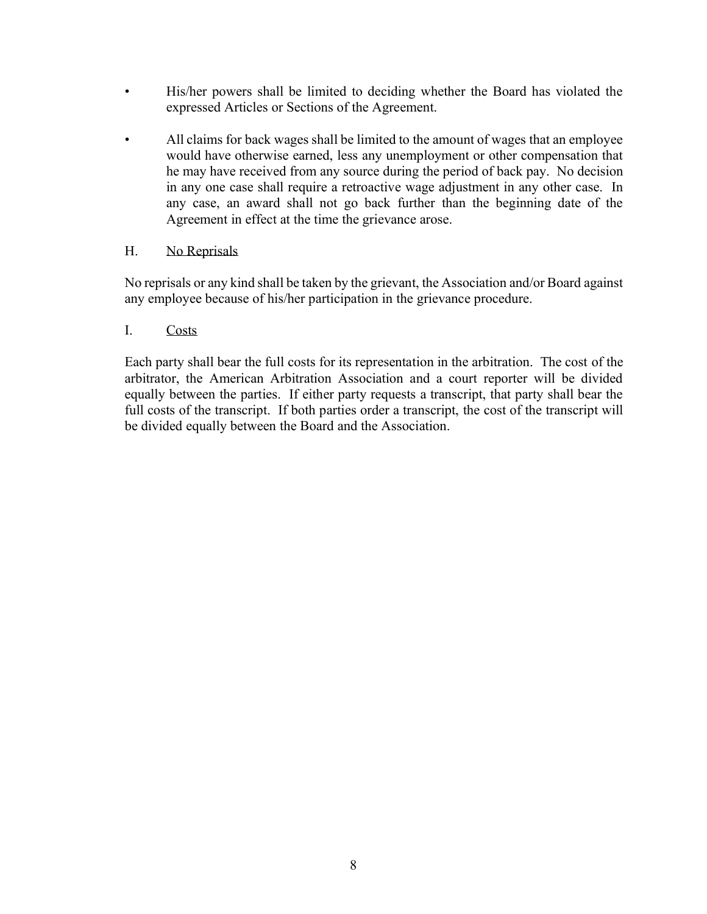- His/her powers shall be limited to deciding whether the Board has violated the expressed Articles or Sections of the Agreement.
- All claims for back wages shall be limited to the amount of wages that an employee would have otherwise earned, less any unemployment or other compensation that he may have received from any source during the period of back pay. No decision in any one case shall require a retroactive wage adjustment in any other case. In any case, an award shall not go back further than the beginning date of the Agreement in effect at the time the grievance arose.

H. <u>No Reprisals</u>

No reprisals or any kind shall be taken by the grievant, the Association and/or Board against any employee because of his/her participation in the grievance procedure.

I. <u>Costs</u>

Each party shall bear the full costs for its representation in the arbitration. The cost of the arbitrator, the American Arbitration Association and a court reporter will be divided equally between the parties. If either party requests a transcript, that party shall bear the full costs of the transcript. If both parties order a transcript, the cost of the transcript will be divided equally between the Board and the Association.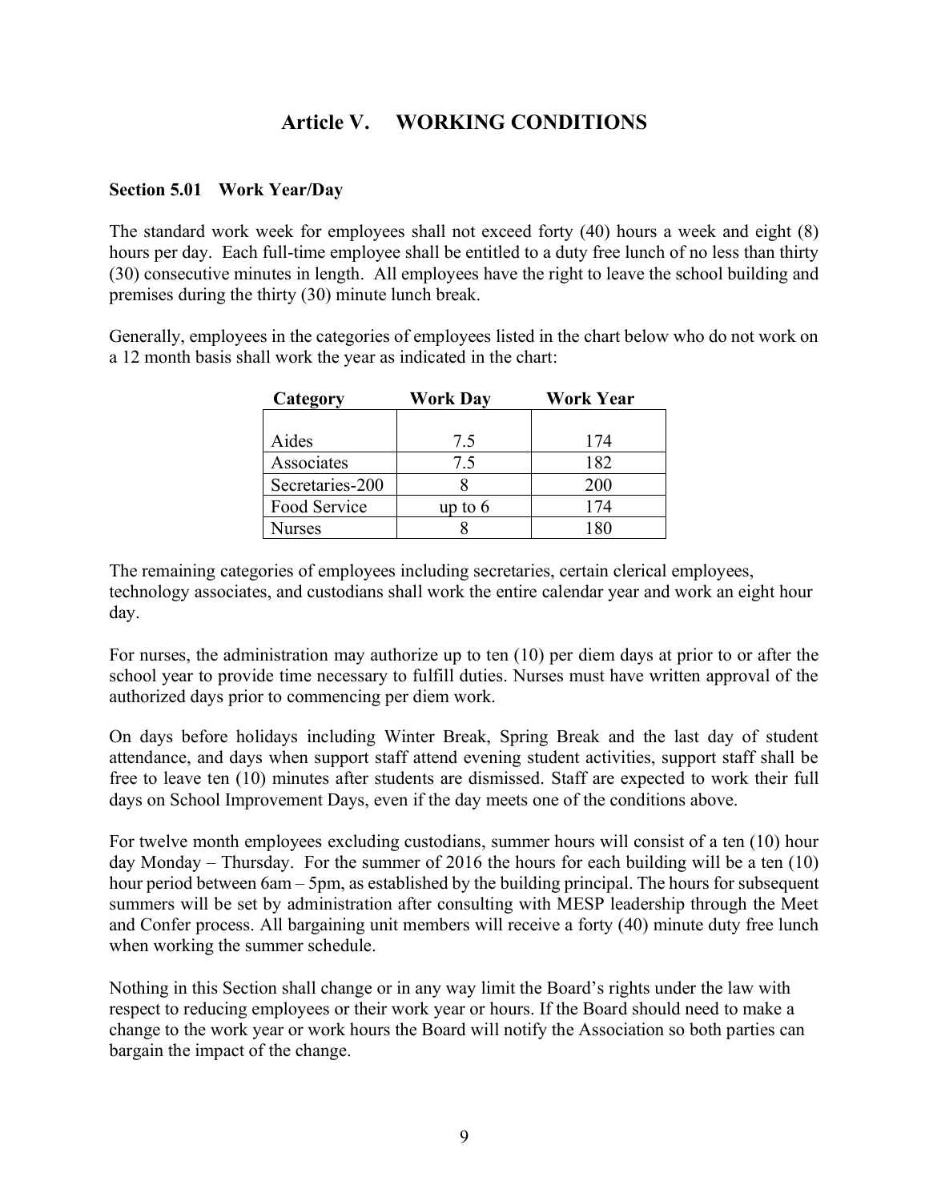# Article V. WORKING CONDITIONS

### Section 5.01 Work Year/Day

The standard work week for employees shall not exceed forty (40) hours a week and eight (8) hours per day. Each full-time employee shall be entitled to a duty free lunch of no less than thirty (30) consecutive minutes in length. All employees have the right to leave the school building and premises during the thirty (30) minute lunch break.

Generally, employees in the categories of employees listed in the chart below who do not work on a 12 month basis shall work the year as indicated in the chart:

| Category | Work Day | Work Year |
|---|---|---|
| Aides | 7.5 | 174 |
| Associates | 7.5 | 182 |
| Secretaries-200 | 8 | 200 |
| Food Service | up to 6 | 174 |
| Nurses | 8 | 180 |

The remaining categories of employees including secretaries, certain clerical employees, technology associates, and custodians shall work the entire calendar year and work an eight hour day.

For nurses, the administration may authorize up to ten (10) per diem days at prior to or after the school year to provide time necessary to fulfill duties. Nurses must have written approval of the authorized days prior to commencing per diem work.

On days before holidays including Winter Break, Spring Break and the last day of student attendance, and days when support staff attend evening student activities, support staff shall be free to leave ten (10) minutes after students are dismissed. Staff are expected to work their full days on School Improvement Days, even if the day meets one of the conditions above.

For twelve month employees excluding custodians, summer hours will consist of a ten (10) hour day Monday – Thursday. For the summer of 2016 the hours for each building will be a ten (10) hour period between 6am – 5pm, as established by the building principal. The hours for subsequent summers will be set by administration after consulting with MESP leadership through the Meet and Confer process. All bargaining unit members will receive a forty (40) minute duty free lunch when working the summer schedule.

Nothing in this Section shall change or in any way limit the Board's rights under the law with respect to reducing employees or their work year or hours. If the Board should need to make a change to the work year or work hours the Board will notify the Association so both parties can bargain the impact of the change.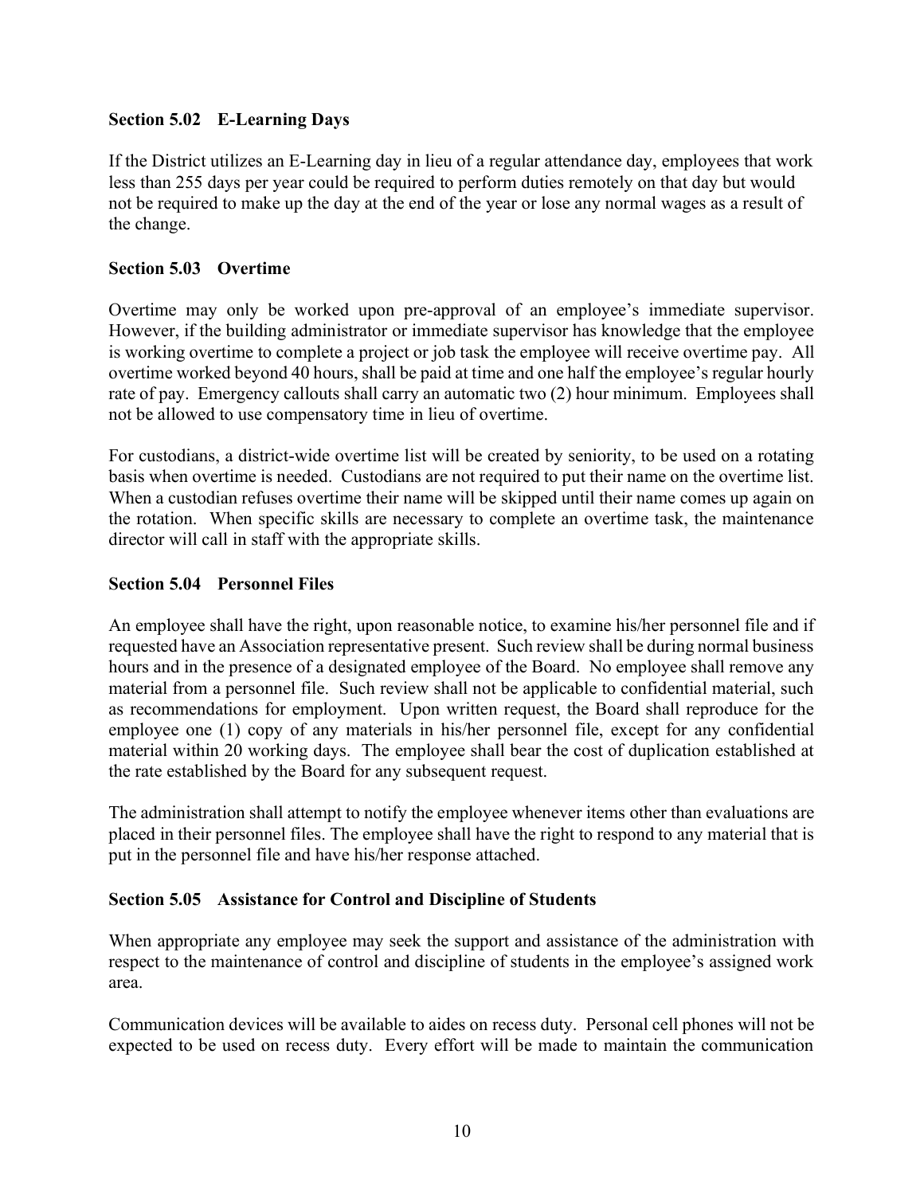### Section 5.02 E-Learning Days

If the District utilizes an E-Learning day in lieu of a regular attendance day, employees that work less than 255 days per year could be required to perform duties remotely on that day but would not be required to make up the day at the end of the year or lose any normal wages as a result of the change.

### Section 5.03 Overtime

Overtime may only be worked upon pre-approval of an employee's immediate supervisor. However, if the building administrator or immediate supervisor has knowledge that the employee is working overtime to complete a project or job task the employee will receive overtime pay. All overtime worked beyond 40 hours, shall be paid at time and one half the employee's regular hourly rate of pay. Emergency callouts shall carry an automatic two (2) hour minimum. Employees shall not be allowed to use compensatory time in lieu of overtime.

For custodians, a district-wide overtime list will be created by seniority, to be used on a rotating basis when overtime is needed. Custodians are not required to put their name on the overtime list. When a custodian refuses overtime their name will be skipped until their name comes up again on the rotation. When specific skills are necessary to complete an overtime task, the maintenance director will call in staff with the appropriate skills.

### Section 5.04 Personnel Files

An employee shall have the right, upon reasonable notice, to examine his/her personnel file and if requested have an Association representative present. Such review shall be during normal business hours and in the presence of a designated employee of the Board. No employee shall remove any material from a personnel file. Such review shall not be applicable to confidential material, such as recommendations for employment. Upon written request, the Board shall reproduce for the employee one (1) copy of any materials in his/her personnel file, except for any confidential material within 20 working days. The employee shall bear the cost of duplication established at the rate established by the Board for any subsequent request.

The administration shall attempt to notify the employee whenever items other than evaluations are placed in their personnel files. The employee shall have the right to respond to any material that is put in the personnel file and have his/her response attached.

### Section 5.05 Assistance for Control and Discipline of Students

When appropriate any employee may seek the support and assistance of the administration with respect to the maintenance of control and discipline of students in the employee's assigned work area.

Communication devices will be available to aides on recess duty. Personal cell phones will not be expected to be used on recess duty. Every effort will be made to maintain the communication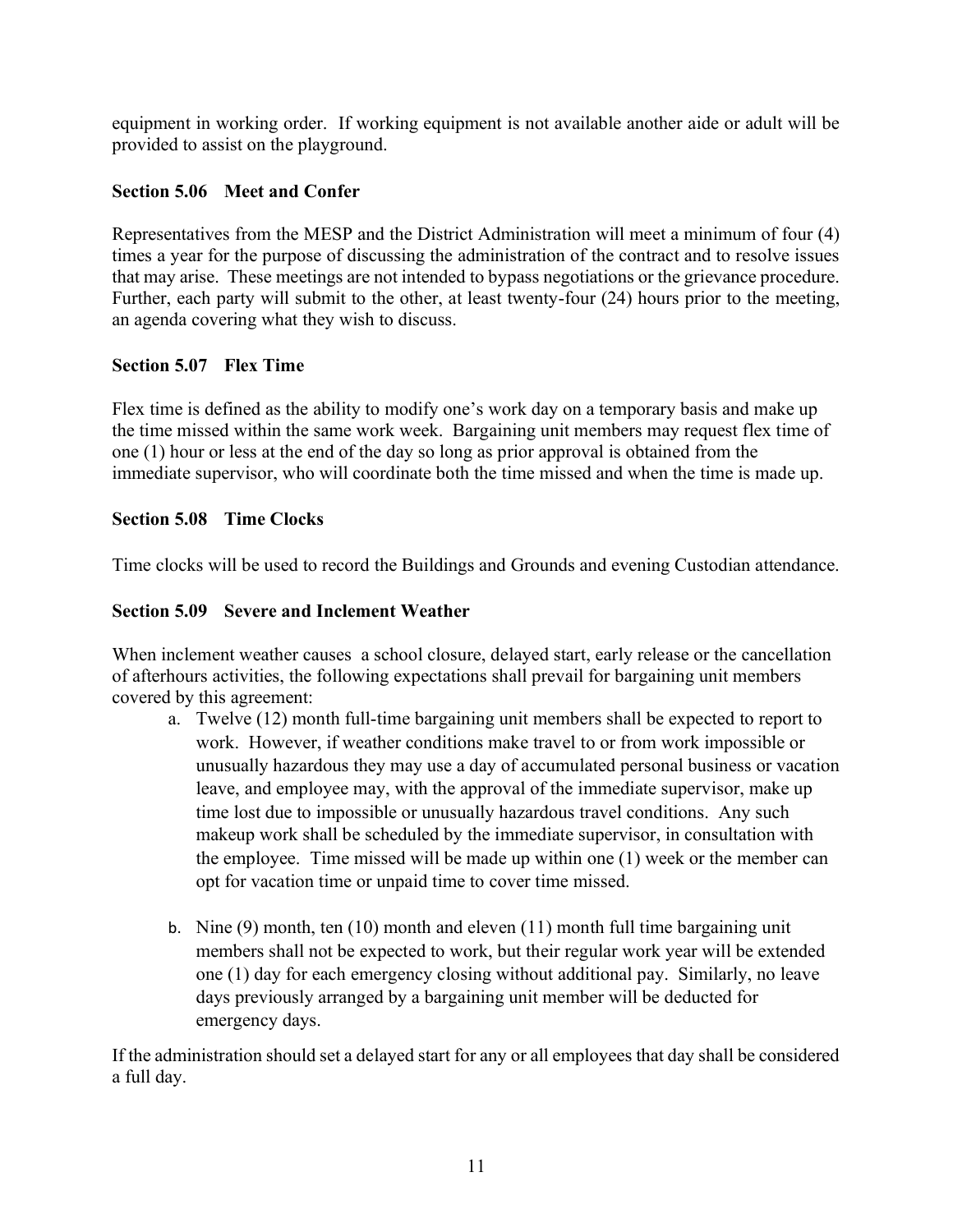equipment in working order. If working equipment is not available another aide or adult will be provided to assist on the playground.

### Section 5.06 Meet and Confer

Representatives from the MESP and the District Administration will meet a minimum of four (4) times a year for the purpose of discussing the administration of the contract and to resolve issues that may arise. These meetings are not intended to bypass negotiations or the grievance procedure. Further, each party will submit to the other, at least twenty-four (24) hours prior to the meeting, an agenda covering what they wish to discuss.

### Section 5.07 Flex Time

Flex time is defined as the ability to modify one's work day on a temporary basis and make up the time missed within the same work week. Bargaining unit members may request flex time of one (1) hour or less at the end of the day so long as prior approval is obtained from the immediate supervisor, who will coordinate both the time missed and when the time is made up.

### Section 5.08 Time Clocks

Time clocks will be used to record the Buildings and Grounds and evening Custodian attendance.

### Section 5.09 Severe and Inclement Weather

When inclement weather causes a school closure, delayed start, early release or the cancellation of afterhours activities, the following expectations shall prevail for bargaining unit members covered by this agreement:

a. Twelve (12) month full-time bargaining unit members shall be expected to report to work. However, if weather conditions make travel to or from work impossible or unusually hazardous they may use a day of accumulated personal business or vacation leave, and employee may, with the approval of the immediate supervisor, make up time lost due to impossible or unusually hazardous travel conditions. Any such makeup work shall be scheduled by the immediate supervisor, in consultation with the employee. Time missed will be made up within one (1) week or the member can opt for vacation time or unpaid time to cover time missed.

b. Nine (9) month, ten (10) month and eleven (11) month full time bargaining unit members shall not be expected to work, but their regular work year will be extended one (1) day for each emergency closing without additional pay. Similarly, no leave days previously arranged by a bargaining unit member will be deducted for emergency days.

If the administration should set a delayed start for any or all employees that day shall be considered a full day.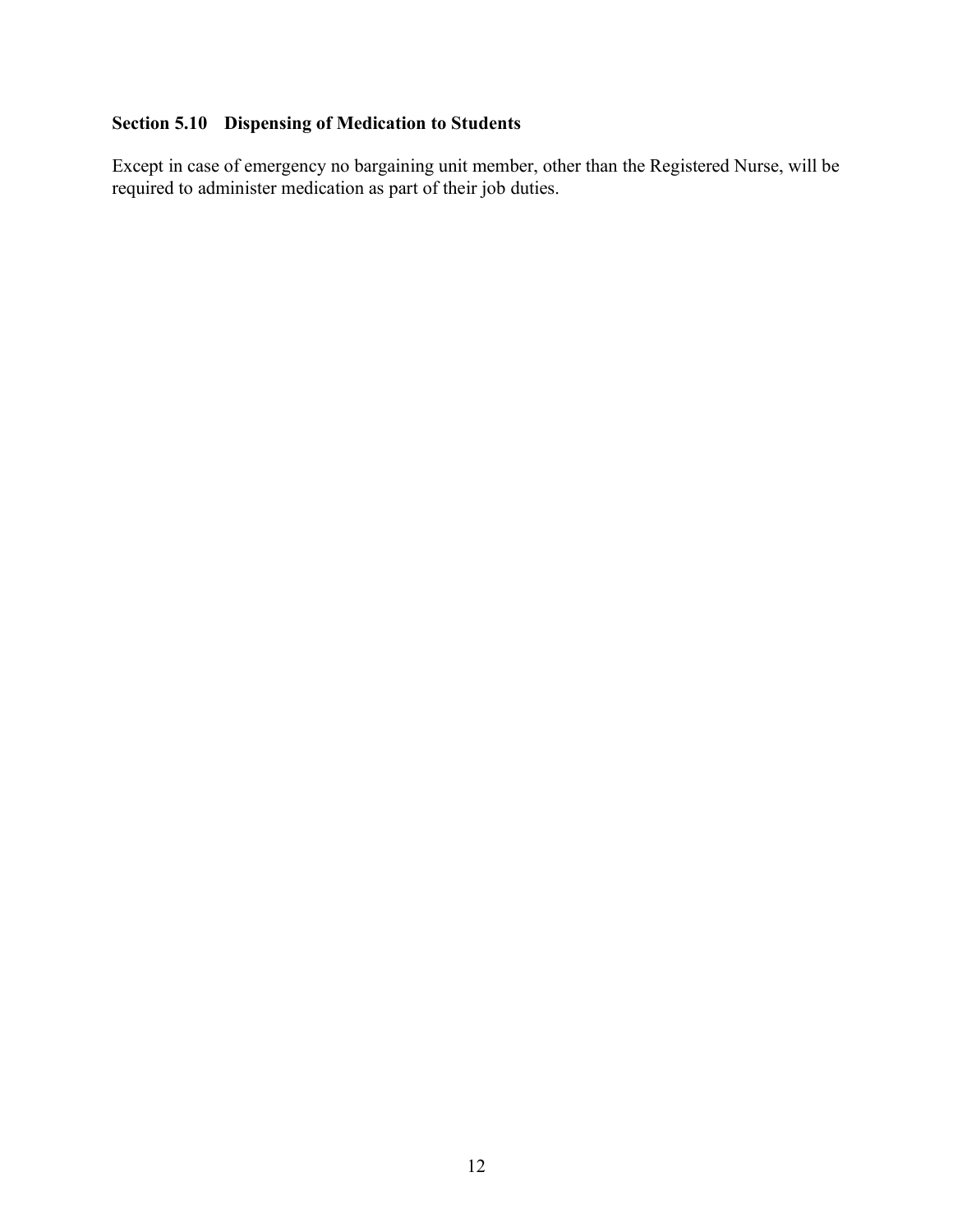### Section 5.10 Dispensing of Medication to Students

Except in case of emergency no bargaining unit member, other than the Registered Nurse, will be required to administer medication as part of their job duties.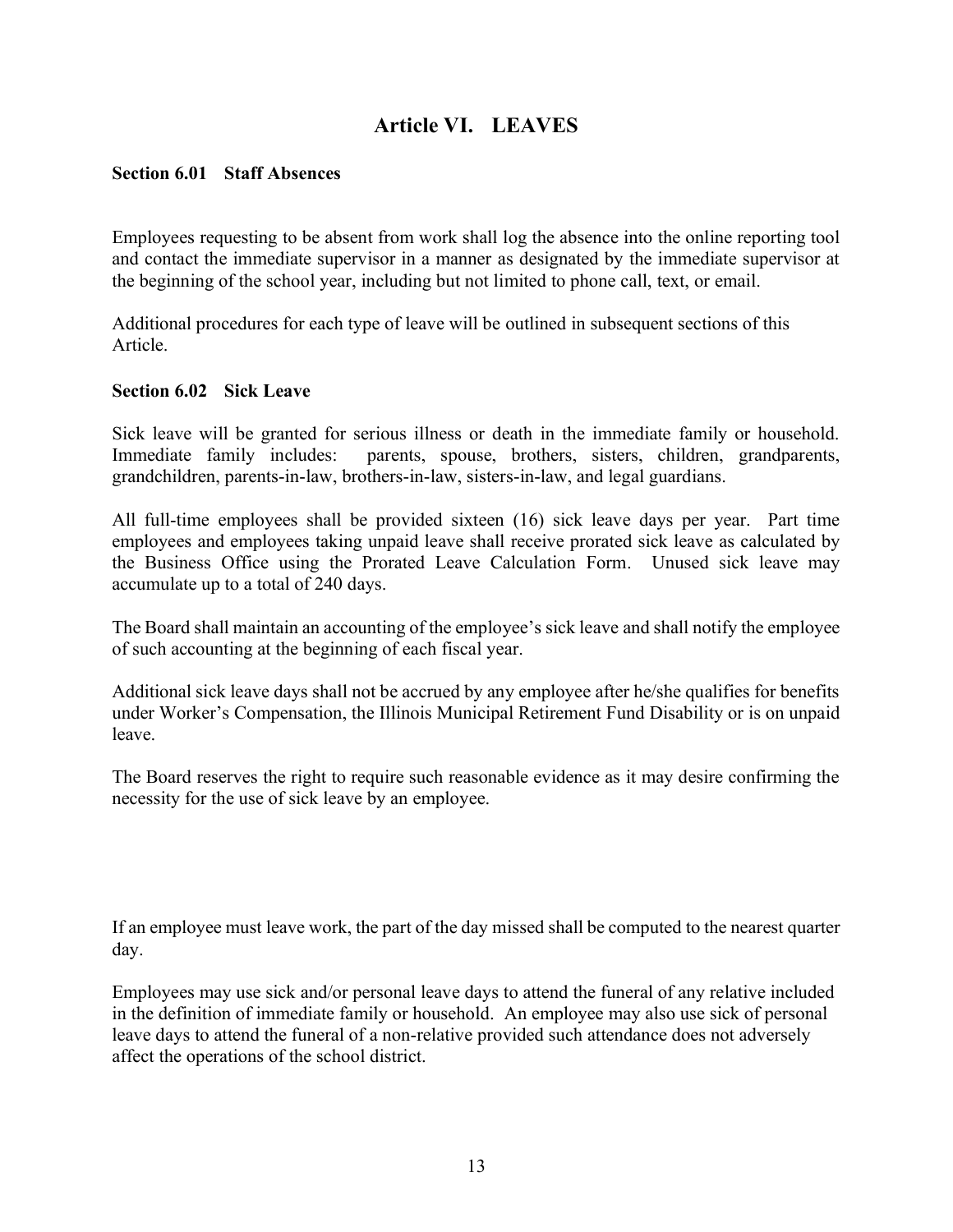# Article VI. LEAVES

### Section 6.01 Staff Absences

Employees requesting to be absent from work shall log the absence into the online reporting tool and contact the immediate supervisor in a manner as designated by the immediate supervisor at the beginning of the school year, including but not limited to phone call, text, or email.

Additional procedures for each type of leave will be outlined in subsequent sections of this Article.

### Section 6.02 Sick Leave

Sick leave will be granted for serious illness or death in the immediate family or household. Immediate family includes: parents, spouse, brothers, sisters, children, grandparents, grandchildren, parents-in-law, brothers-in-law, sisters-in-law, and legal guardians.

All full-time employees shall be provided sixteen (16) sick leave days per year. Part time employees and employees taking unpaid leave shall receive prorated sick leave as calculated by the Business Office using the Prorated Leave Calculation Form. Unused sick leave may accumulate up to a total of 240 days.

The Board shall maintain an accounting of the employee's sick leave and shall notify the employee of such accounting at the beginning of each fiscal year.

Additional sick leave days shall not be accrued by any employee after he/she qualifies for benefits under Worker's Compensation, the Illinois Municipal Retirement Fund Disability or is on unpaid leave.

The Board reserves the right to require such reasonable evidence as it may desire confirming the necessity for the use of sick leave by an employee.

If an employee must leave work, the part of the day missed shall be computed to the nearest quarter day.

Employees may use sick and/or personal leave days to attend the funeral of any relative included in the definition of immediate family or household. An employee may also use sick of personal leave days to attend the funeral of a non-relative provided such attendance does not adversely affect the operations of the school district.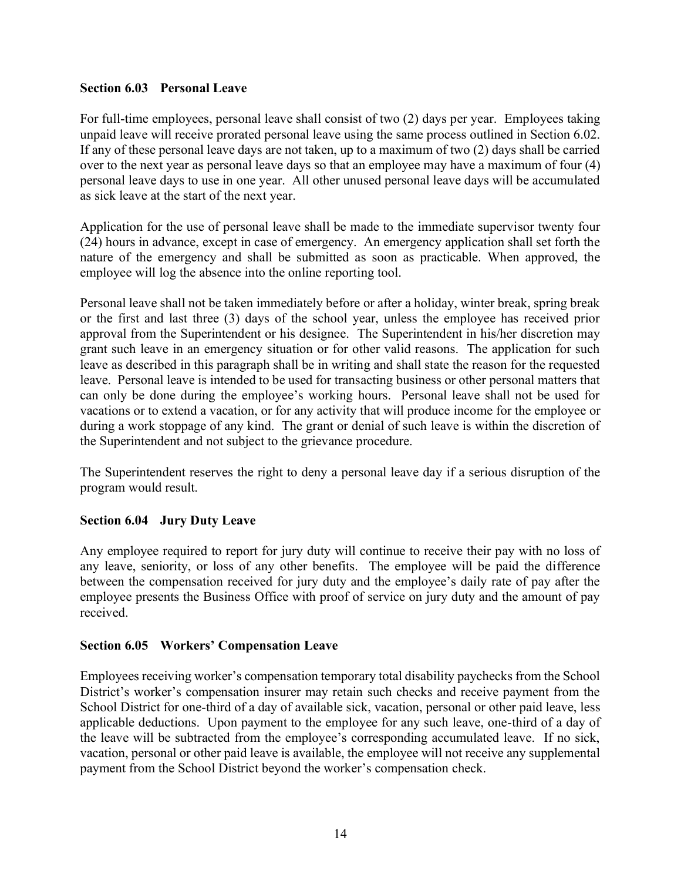### Section 6.03 Personal Leave

For full-time employees, personal leave shall consist of two (2) days per year. Employees taking unpaid leave will receive prorated personal leave using the same process outlined in Section 6.02. If any of these personal leave days are not taken, up to a maximum of two (2) days shall be carried over to the next year as personal leave days so that an employee may have a maximum of four (4) personal leave days to use in one year. All other unused personal leave days will be accumulated as sick leave at the start of the next year.

Application for the use of personal leave shall be made to the immediate supervisor twenty four (24) hours in advance, except in case of emergency. An emergency application shall set forth the nature of the emergency and shall be submitted as soon as practicable. When approved, the employee will log the absence into the online reporting tool.

Personal leave shall not be taken immediately before or after a holiday, winter break, spring break or the first and last three (3) days of the school year, unless the employee has received prior approval from the Superintendent or his designee. The Superintendent in his/her discretion may grant such leave in an emergency situation or for other valid reasons. The application for such leave as described in this paragraph shall be in writing and shall state the reason for the requested leave. Personal leave is intended to be used for transacting business or other personal matters that can only be done during the employee's working hours. Personal leave shall not be used for vacations or to extend a vacation, or for any activity that will produce income for the employee or during a work stoppage of any kind. The grant or denial of such leave is within the discretion of the Superintendent and not subject to the grievance procedure.

The Superintendent reserves the right to deny a personal leave day if a serious disruption of the program would result.

### Section 6.04 Jury Duty Leave

Any employee required to report for jury duty will continue to receive their pay with no loss of any leave, seniority, or loss of any other benefits. The employee will be paid the difference between the compensation received for jury duty and the employee's daily rate of pay after the employee presents the Business Office with proof of service on jury duty and the amount of pay received.

### Section 6.05 Workers' Compensation Leave

Employees receiving worker's compensation temporary total disability paychecks from the School District's worker's compensation insurer may retain such checks and receive payment from the School District for one-third of a day of available sick, vacation, personal or other paid leave, less applicable deductions. Upon payment to the employee for any such leave, one-third of a day of the leave will be subtracted from the employee's corresponding accumulated leave. If no sick, vacation, personal or other paid leave is available, the employee will not receive any supplemental payment from the School District beyond the worker's compensation check.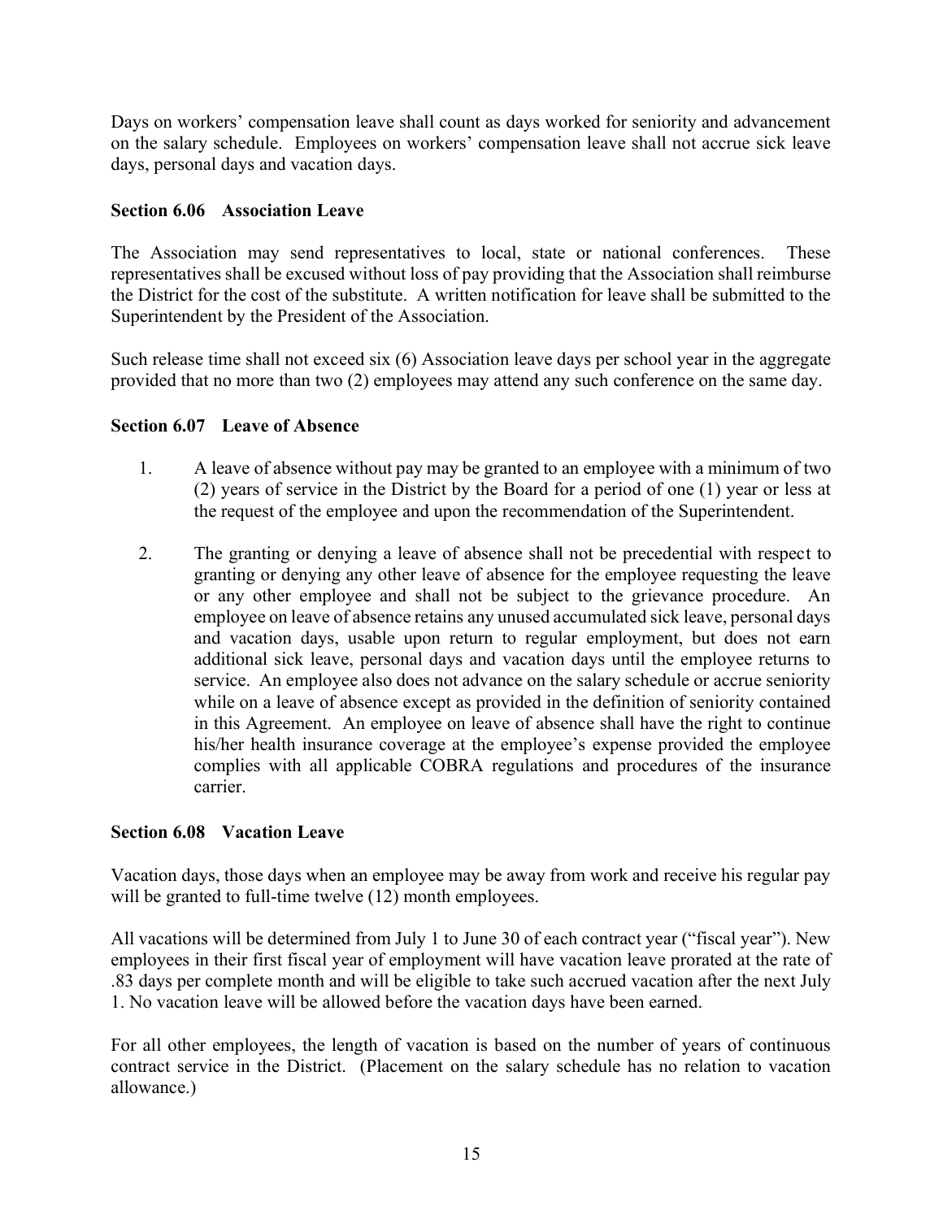Days on workers' compensation leave shall count as days worked for seniority and advancement on the salary schedule. Employees on workers' compensation leave shall not accrue sick leave days, personal days and vacation days.

### Section 6.06 Association Leave

The Association may send representatives to local, state or national conferences. These representatives shall be excused without loss of pay providing that the Association shall reimburse the District for the cost of the substitute. A written notification for leave shall be submitted to the Superintendent by the President of the Association.

Such release time shall not exceed six (6) Association leave days per school year in the aggregate provided that no more than two (2) employees may attend any such conference on the same day.

### Section 6.07 Leave of Absence

1. A leave of absence without pay may be granted to an employee with a minimum of two (2) years of service in the District by the Board for a period of one (1) year or less at the request of the employee and upon the recommendation of the Superintendent.

2. The granting or denying a leave of absence shall not be precedential with respect to granting or denying any other leave of absence for the employee requesting the leave or any other employee and shall not be subject to the grievance procedure. An employee on leave of absence retains any unused accumulated sick leave, personal days and vacation days, usable upon return to regular employment, but does not earn additional sick leave, personal days and vacation days until the employee returns to service. An employee also does not advance on the salary schedule or accrue seniority while on a leave of absence except as provided in the definition of seniority contained in this Agreement. An employee on leave of absence shall have the right to continue his/her health insurance coverage at the employee's expense provided the employee complies with all applicable COBRA regulations and procedures of the insurance carrier.

### Section 6.08 Vacation Leave

Vacation days, those days when an employee may be away from work and receive his regular pay will be granted to full-time twelve (12) month employees.

All vacations will be determined from July 1 to June 30 of each contract year ("fiscal year"). New employees in their first fiscal year of employment will have vacation leave prorated at the rate of .83 days per complete month and will be eligible to take such accrued vacation after the next July 1. No vacation leave will be allowed before the vacation days have been earned.

For all other employees, the length of vacation is based on the number of years of continuous contract service in the District. (Placement on the salary schedule has no relation to vacation allowance.)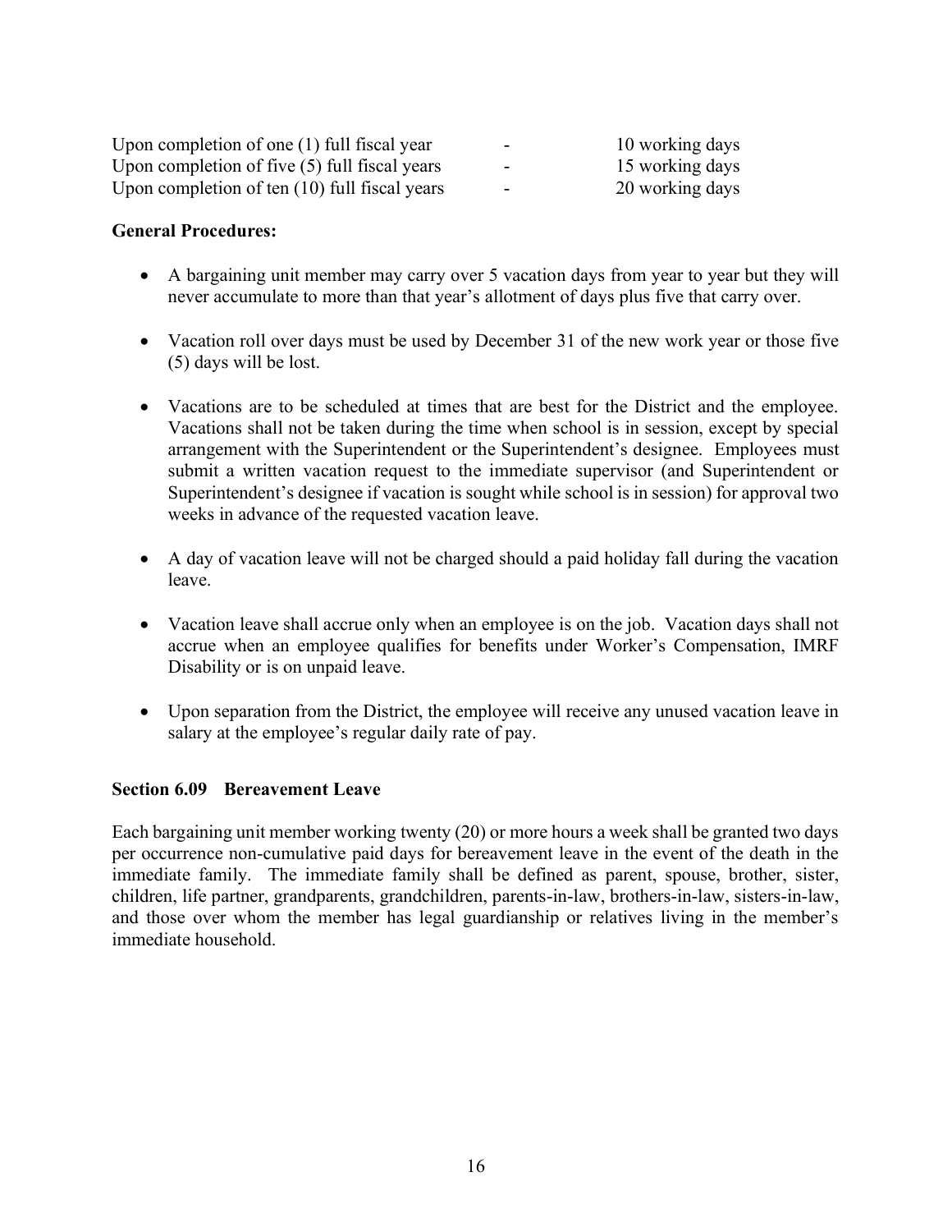| | | |
|---|---|---|
| Upon completion of one (1) full fiscal year | - | 10 working days |
| Upon completion of five (5) full fiscal years | - | 15 working days |
| Upon completion of ten (10) full fiscal years | - | 20 working days |

**General Procedures:**

- A bargaining unit member may carry over 5 vacation days from year to year but they will never accumulate to more than that year's allotment of days plus five that carry over.

- Vacation roll over days must be used by December 31 of the new work year or those five (5) days will be lost.

- Vacations are to be scheduled at times that are best for the District and the employee. Vacations shall not be taken during the time when school is in session, except by special arrangement with the Superintendent or the Superintendent's designee. Employees must submit a written vacation request to the immediate supervisor (and Superintendent or Superintendent's designee if vacation is sought while school is in session) for approval two weeks in advance of the requested vacation leave.

- A day of vacation leave will not be charged should a paid holiday fall during the vacation leave.

- Vacation leave shall accrue only when an employee is on the job. Vacation days shall not accrue when an employee qualifies for benefits under Worker's Compensation, IMRF Disability or is on unpaid leave.

- Upon separation from the District, the employee will receive any unused vacation leave in salary at the employee's regular daily rate of pay.

### Section 6.09 Bereavement Leave

Each bargaining unit member working twenty (20) or more hours a week shall be granted two days per occurrence non-cumulative paid days for bereavement leave in the event of the death in the immediate family. The immediate family shall be defined as parent, spouse, brother, sister, children, life partner, grandparents, grandchildren, parents-in-law, brothers-in-law, sisters-in-law, and those over whom the member has legal guardianship or relatives living in the member's immediate household.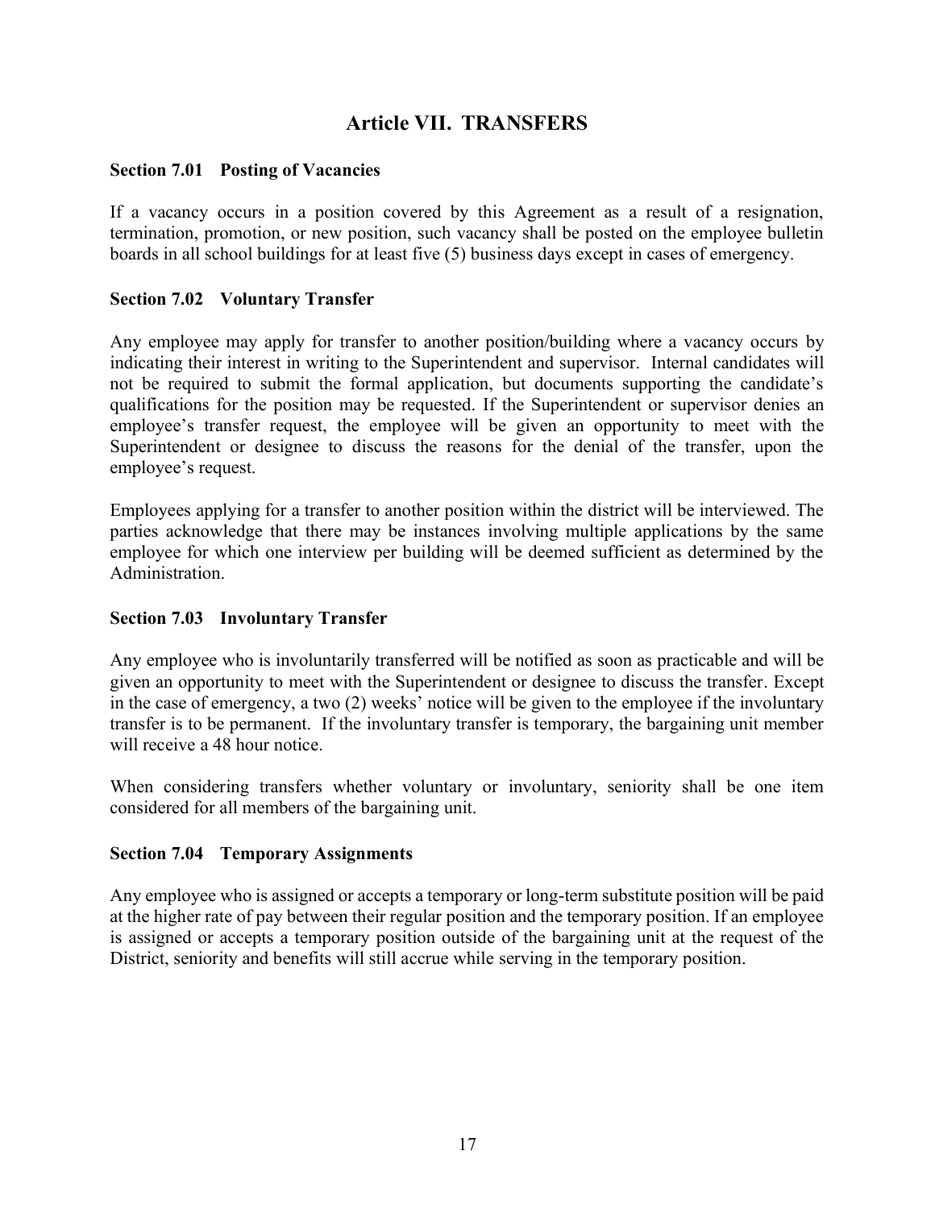# Article VII. TRANSFERS

### Section 7.01 Posting of Vacancies

If a vacancy occurs in a position covered by this Agreement as a result of a resignation, termination, promotion, or new position, such vacancy shall be posted on the employee bulletin boards in all school buildings for at least five (5) business days except in cases of emergency.

### Section 7.02 Voluntary Transfer

Any employee may apply for transfer to another position/building where a vacancy occurs by indicating their interest in writing to the Superintendent and supervisor. Internal candidates will not be required to submit the formal application, but documents supporting the candidate's qualifications for the position may be requested. If the Superintendent or supervisor denies an employee's transfer request, the employee will be given an opportunity to meet with the Superintendent or designee to discuss the reasons for the denial of the transfer, upon the employee's request.

Employees applying for a transfer to another position within the district will be interviewed. The parties acknowledge that there may be instances involving multiple applications by the same employee for which one interview per building will be deemed sufficient as determined by the Administration.

### Section 7.03 Involuntary Transfer

Any employee who is involuntarily transferred will be notified as soon as practicable and will be given an opportunity to meet with the Superintendent or designee to discuss the transfer. Except in the case of emergency, a two (2) weeks' notice will be given to the employee if the involuntary transfer is to be permanent. If the involuntary transfer is temporary, the bargaining unit member will receive a 48 hour notice.

When considering transfers whether voluntary or involuntary, seniority shall be one item considered for all members of the bargaining unit.

### Section 7.04 Temporary Assignments

Any employee who is assigned or accepts a temporary or long-term substitute position will be paid at the higher rate of pay between their regular position and the temporary position. If an employee is assigned or accepts a temporary position outside of the bargaining unit at the request of the District, seniority and benefits will still accrue while serving in the temporary position.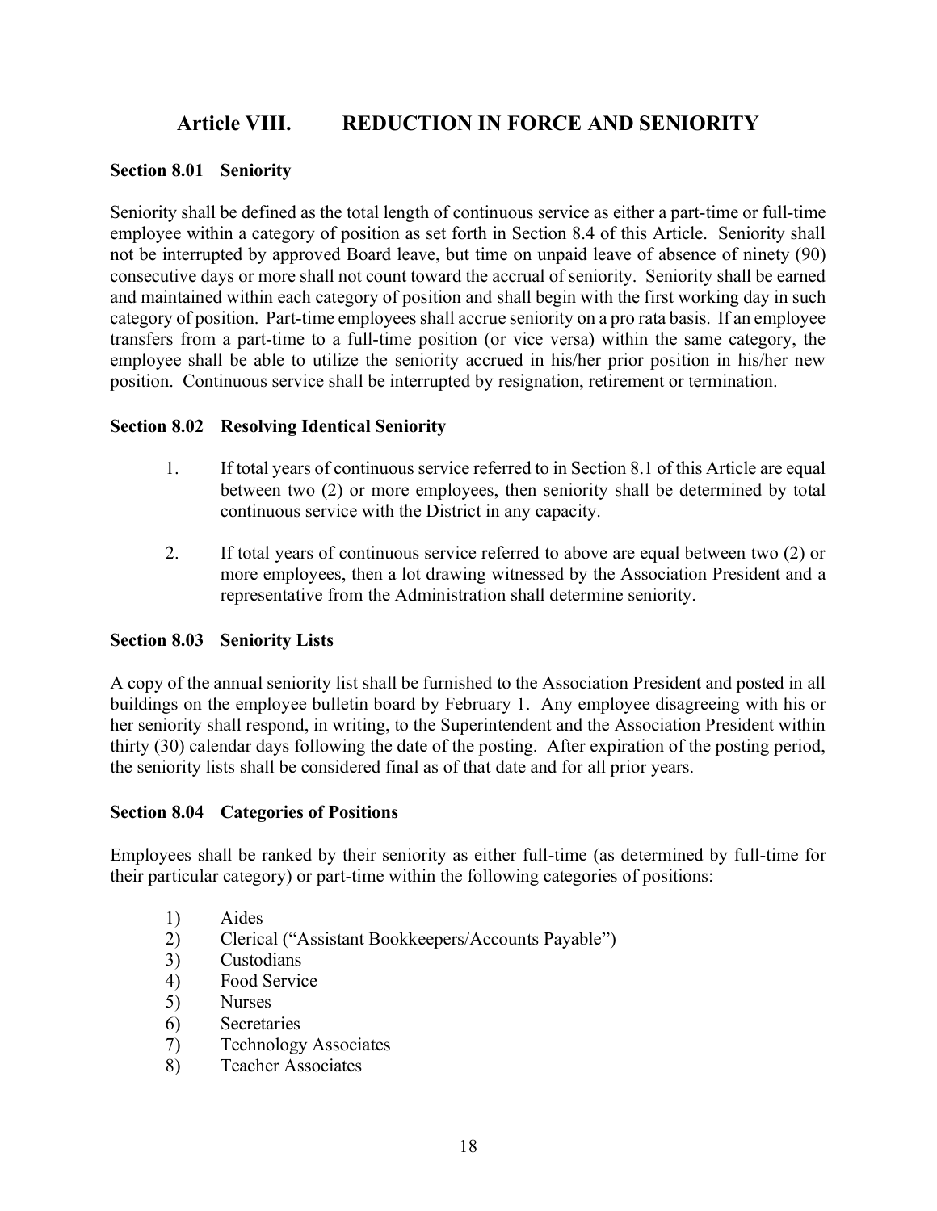# Article VIII. REDUCTION IN FORCE AND SENIORITY

### Section 8.01 Seniority

Seniority shall be defined as the total length of continuous service as either a part-time or full-time employee within a category of position as set forth in Section 8.4 of this Article. Seniority shall not be interrupted by approved Board leave, but time on unpaid leave of absence of ninety (90) consecutive days or more shall not count toward the accrual of seniority. Seniority shall be earned and maintained within each category of position and shall begin with the first working day in such category of position. Part-time employees shall accrue seniority on a pro rata basis. If an employee transfers from a part-time to a full-time position (or vice versa) within the same category, the employee shall be able to utilize the seniority accrued in his/her prior position in his/her new position. Continuous service shall be interrupted by resignation, retirement or termination.

### Section 8.02 Resolving Identical Seniority

1. If total years of continuous service referred to in Section 8.1 of this Article are equal between two (2) or more employees, then seniority shall be determined by total continuous service with the District in any capacity.

2. If total years of continuous service referred to above are equal between two (2) or more employees, then a lot drawing witnessed by the Association President and a representative from the Administration shall determine seniority.

### Section 8.03 Seniority Lists

A copy of the annual seniority list shall be furnished to the Association President and posted in all buildings on the employee bulletin board by February 1. Any employee disagreeing with his or her seniority shall respond, in writing, to the Superintendent and the Association President within thirty (30) calendar days following the date of the posting. After expiration of the posting period, the seniority lists shall be considered final as of that date and for all prior years.

### Section 8.04 Categories of Positions

Employees shall be ranked by their seniority as either full-time (as determined by full-time for their particular category) or part-time within the following categories of positions:

1) Aides
2) Clerical ("Assistant Bookkeepers/Accounts Payable")
3) Custodians
4) Food Service
5) Nurses
6) Secretaries
7) Technology Associates
8) Teacher Associates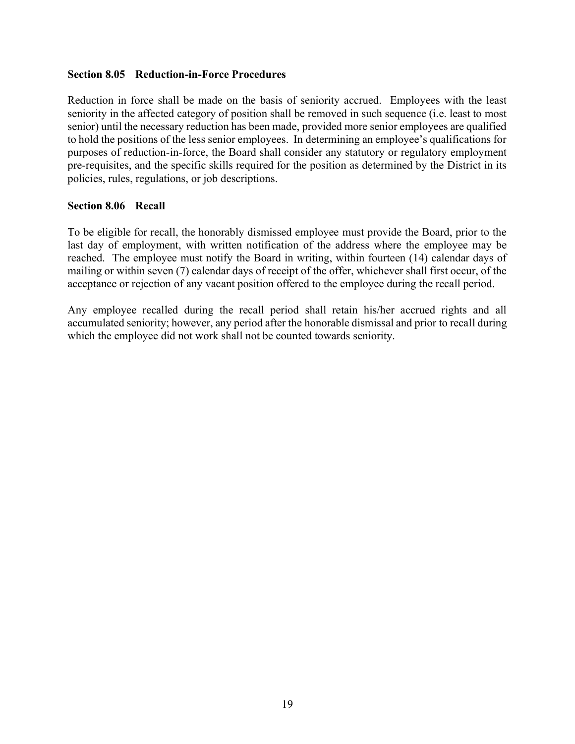### Section 8.05 Reduction-in-Force Procedures

Reduction in force shall be made on the basis of seniority accrued. Employees with the least seniority in the affected category of position shall be removed in such sequence (i.e. least to most senior) until the necessary reduction has been made, provided more senior employees are qualified to hold the positions of the less senior employees. In determining an employee's qualifications for purposes of reduction-in-force, the Board shall consider any statutory or regulatory employment pre-requisites, and the specific skills required for the position as determined by the District in its policies, rules, regulations, or job descriptions.

### Section 8.06 Recall

To be eligible for recall, the honorably dismissed employee must provide the Board, prior to the last day of employment, with written notification of the address where the employee may be reached. The employee must notify the Board in writing, within fourteen (14) calendar days of mailing or within seven (7) calendar days of receipt of the offer, whichever shall first occur, of the acceptance or rejection of any vacant position offered to the employee during the recall period.

Any employee recalled during the recall period shall retain his/her accrued rights and all accumulated seniority; however, any period after the honorable dismissal and prior to recall during which the employee did not work shall not be counted towards seniority.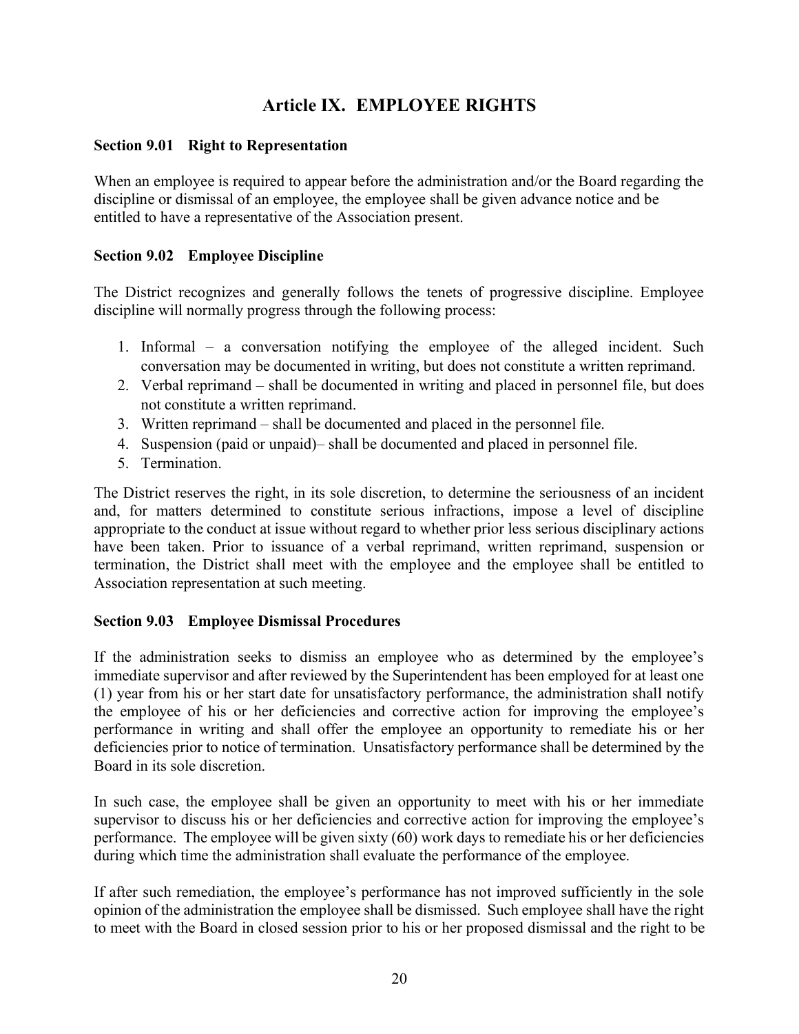# Article IX. EMPLOYEE RIGHTS

### Section 9.01 Right to Representation

When an employee is required to appear before the administration and/or the Board regarding the discipline or dismissal of an employee, the employee shall be given advance notice and be entitled to have a representative of the Association present.

### Section 9.02 Employee Discipline

The District recognizes and generally follows the tenets of progressive discipline. Employee discipline will normally progress through the following process:

1. Informal – a conversation notifying the employee of the alleged incident. Such conversation may be documented in writing, but does not constitute a written reprimand.
2. Verbal reprimand – shall be documented in writing and placed in personnel file, but does not constitute a written reprimand.
3. Written reprimand – shall be documented and placed in the personnel file.
4. Suspension (paid or unpaid)– shall be documented and placed in personnel file.
5. Termination.

The District reserves the right, in its sole discretion, to determine the seriousness of an incident and, for matters determined to constitute serious infractions, impose a level of discipline appropriate to the conduct at issue without regard to whether prior less serious disciplinary actions have been taken. Prior to issuance of a verbal reprimand, written reprimand, suspension or termination, the District shall meet with the employee and the employee shall be entitled to Association representation at such meeting.

### Section 9.03 Employee Dismissal Procedures

If the administration seeks to dismiss an employee who as determined by the employee's immediate supervisor and after reviewed by the Superintendent has been employed for at least one (1) year from his or her start date for unsatisfactory performance, the administration shall notify the employee of his or her deficiencies and corrective action for improving the employee's performance in writing and shall offer the employee an opportunity to remediate his or her deficiencies prior to notice of termination. Unsatisfactory performance shall be determined by the Board in its sole discretion.

In such case, the employee shall be given an opportunity to meet with his or her immediate supervisor to discuss his or her deficiencies and corrective action for improving the employee's performance. The employee will be given sixty (60) work days to remediate his or her deficiencies during which time the administration shall evaluate the performance of the employee.

If after such remediation, the employee's performance has not improved sufficiently in the sole opinion of the administration the employee shall be dismissed. Such employee shall have the right to meet with the Board in closed session prior to his or her proposed dismissal and the right to be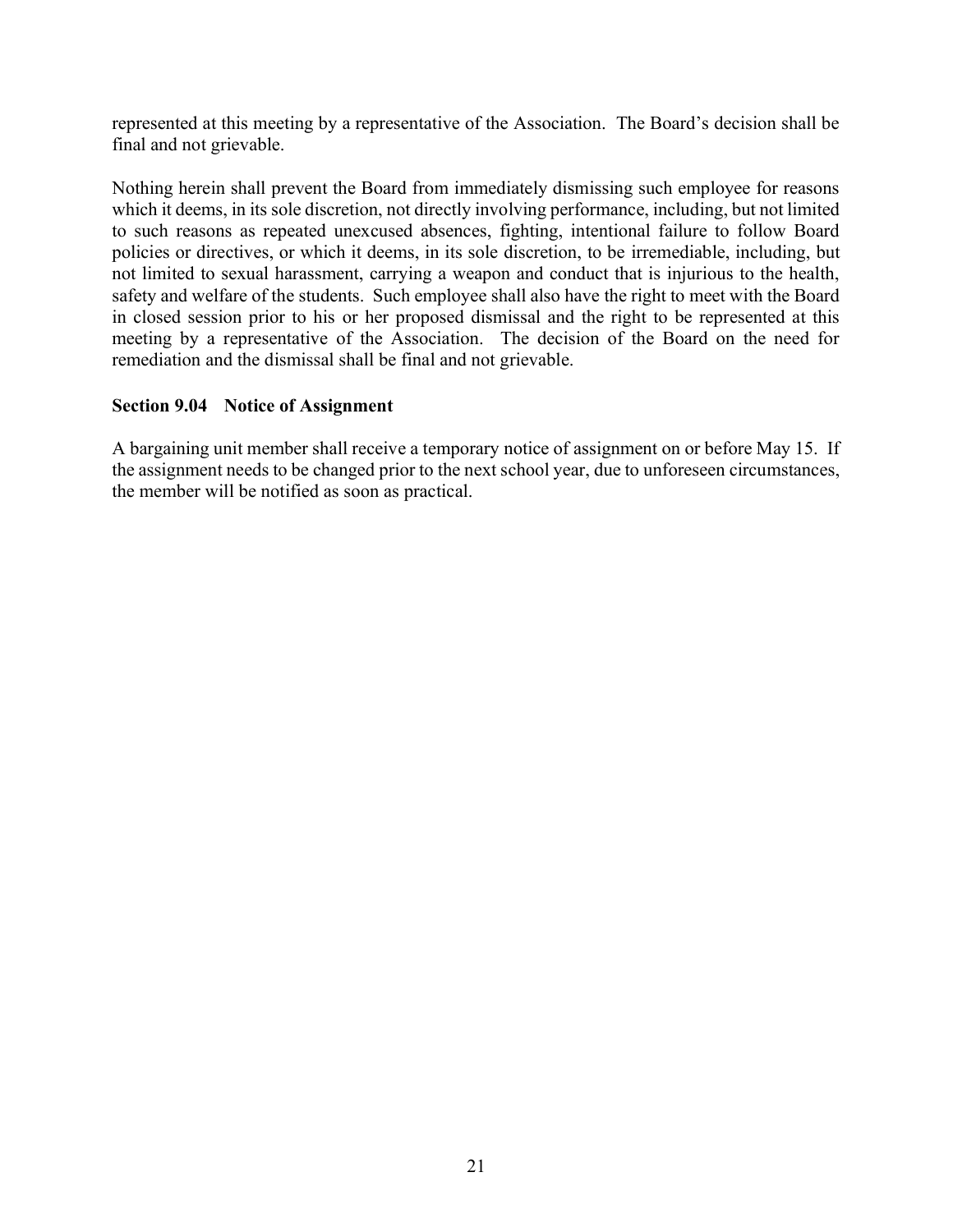represented at this meeting by a representative of the Association. The Board's decision shall be final and not grievable.

Nothing herein shall prevent the Board from immediately dismissing such employee for reasons which it deems, in its sole discretion, not directly involving performance, including, but not limited to such reasons as repeated unexcused absences, fighting, intentional failure to follow Board policies or directives, or which it deems, in its sole discretion, to be irremediable, including, but not limited to sexual harassment, carrying a weapon and conduct that is injurious to the health, safety and welfare of the students. Such employee shall also have the right to meet with the Board in closed session prior to his or her proposed dismissal and the right to be represented at this meeting by a representative of the Association. The decision of the Board on the need for remediation and the dismissal shall be final and not grievable.

### Section 9.04 Notice of Assignment

A bargaining unit member shall receive a temporary notice of assignment on or before May 15. If the assignment needs to be changed prior to the next school year, due to unforeseen circumstances, the member will be notified as soon as practical.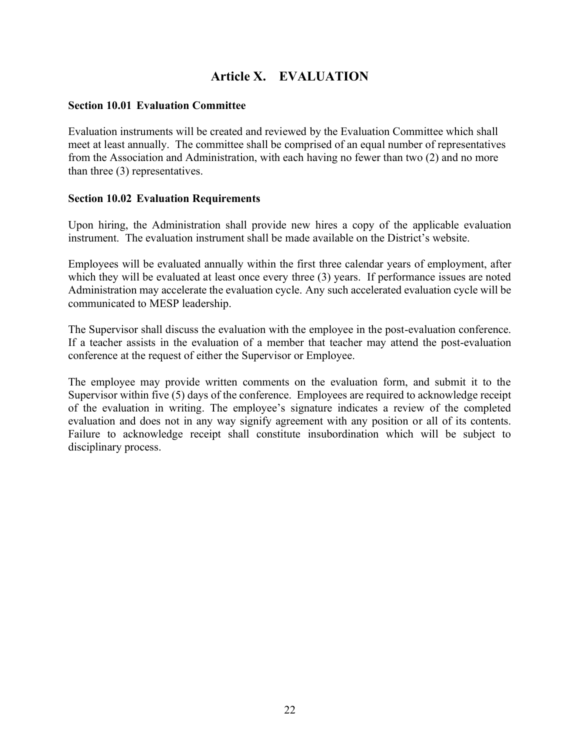# Article X. EVALUATION

### Section 10.01 Evaluation Committee

Evaluation instruments will be created and reviewed by the Evaluation Committee which shall meet at least annually. The committee shall be comprised of an equal number of representatives from the Association and Administration, with each having no fewer than two (2) and no more than three (3) representatives.

### Section 10.02 Evaluation Requirements

Upon hiring, the Administration shall provide new hires a copy of the applicable evaluation instrument. The evaluation instrument shall be made available on the District's website.

Employees will be evaluated annually within the first three calendar years of employment, after which they will be evaluated at least once every three (3) years. If performance issues are noted Administration may accelerate the evaluation cycle. Any such accelerated evaluation cycle will be communicated to MESP leadership.

The Supervisor shall discuss the evaluation with the employee in the post-evaluation conference. If a teacher assists in the evaluation of a member that teacher may attend the post-evaluation conference at the request of either the Supervisor or Employee.

The employee may provide written comments on the evaluation form, and submit it to the Supervisor within five (5) days of the conference. Employees are required to acknowledge receipt of the evaluation in writing. The employee's signature indicates a review of the completed evaluation and does not in any way signify agreement with any position or all of its contents. Failure to acknowledge receipt shall constitute insubordination which will be subject to disciplinary process.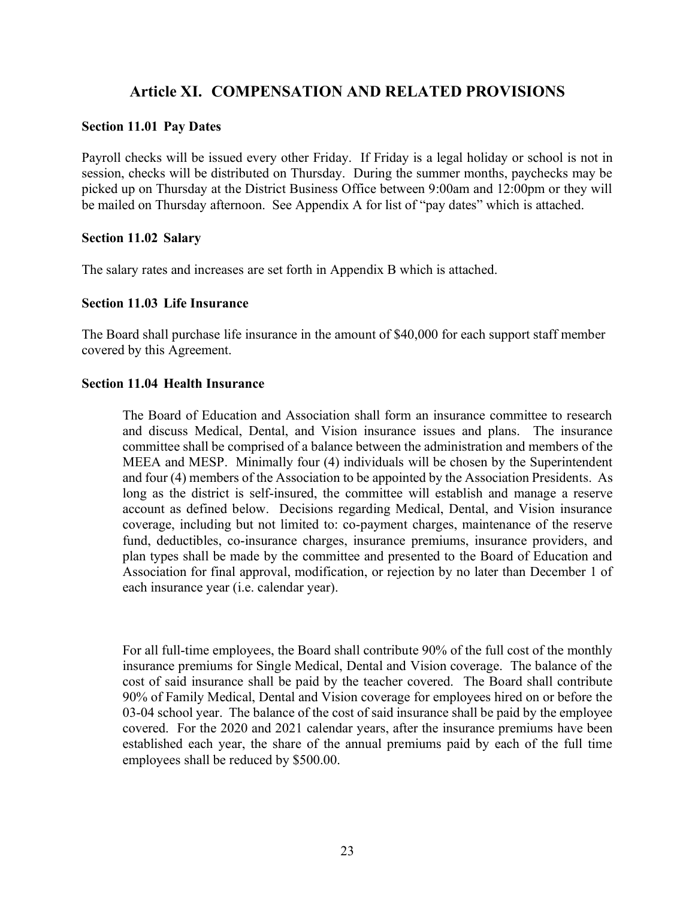# Article XI. COMPENSATION AND RELATED PROVISIONS

### Section 11.01 Pay Dates

Payroll checks will be issued every other Friday. If Friday is a legal holiday or school is not in session, checks will be distributed on Thursday. During the summer months, paychecks may be picked up on Thursday at the District Business Office between 9:00am and 12:00pm or they will be mailed on Thursday afternoon. See Appendix A for list of "pay dates" which is attached.

### Section 11.02 Salary

The salary rates and increases are set forth in Appendix B which is attached.

### Section 11.03 Life Insurance

The Board shall purchase life insurance in the amount of $40,000 for each support staff member covered by this Agreement.

### Section 11.04 Health Insurance

The Board of Education and Association shall form an insurance committee to research and discuss Medical, Dental, and Vision insurance issues and plans. The insurance committee shall be comprised of a balance between the administration and members of the MEEA and MESP. Minimally four (4) individuals will be chosen by the Superintendent and four (4) members of the Association to be appointed by the Association Presidents. As long as the district is self-insured, the committee will establish and manage a reserve account as defined below. Decisions regarding Medical, Dental, and Vision insurance coverage, including but not limited to: co-payment charges, maintenance of the reserve fund, deductibles, co-insurance charges, insurance premiums, insurance providers, and plan types shall be made by the committee and presented to the Board of Education and Association for final approval, modification, or rejection by no later than December 1 of each insurance year (i.e. calendar year).

For all full-time employees, the Board shall contribute 90% of the full cost of the monthly insurance premiums for Single Medical, Dental and Vision coverage. The balance of the cost of said insurance shall be paid by the teacher covered. The Board shall contribute 90% of Family Medical, Dental and Vision coverage for employees hired on or before the 03-04 school year. The balance of the cost of said insurance shall be paid by the employee covered. For the 2020 and 2021 calendar years, after the insurance premiums have been established each year, the share of the annual premiums paid by each of the full time employees shall be reduced by $500.00.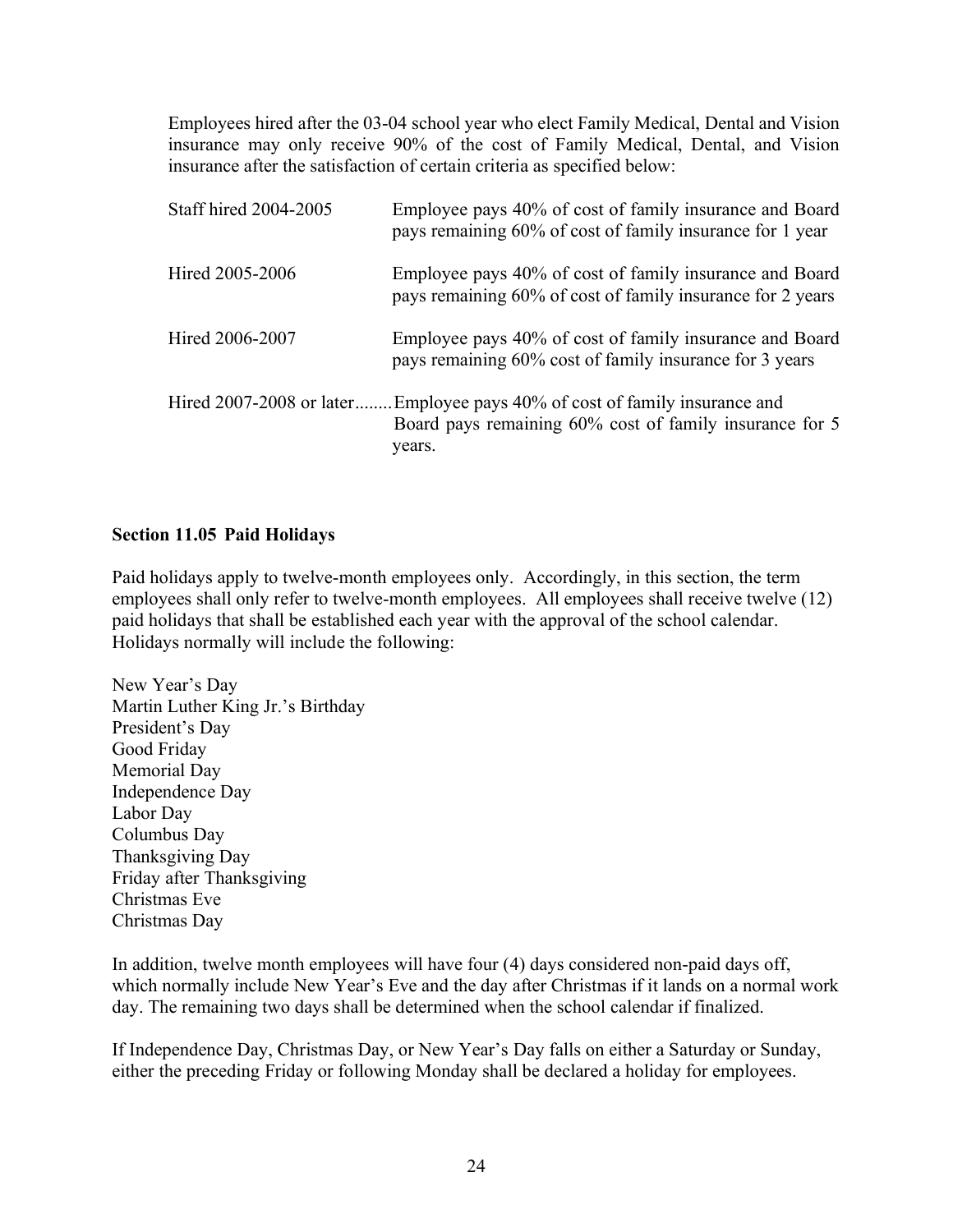Employees hired after the 03-04 school year who elect Family Medical, Dental and Vision insurance may only receive 90% of the cost of Family Medical, Dental, and Vision insurance after the satisfaction of certain criteria as specified below:

| | |
|---|---|
| Staff hired 2004-2005 | Employee pays 40% of cost of family insurance and Board pays remaining 60% of cost of family insurance for 1 year |
| Hired 2005-2006 | Employee pays 40% of cost of family insurance and Board pays remaining 60% of cost of family insurance for 2 years |
| Hired 2006-2007 | Employee pays 40% of cost of family insurance and Board pays remaining 60% cost of family insurance for 3 years |
| Hired 2007-2008 or later........ | Employee pays 40% of cost of family insurance and Board pays remaining 60% cost of family insurance for 5 years. |

**Section 11.05 Paid Holidays**

Paid holidays apply to twelve-month employees only. Accordingly, in this section, the term employees shall only refer to twelve-month employees. All employees shall receive twelve (12) paid holidays that shall be established each year with the approval of the school calendar. Holidays normally will include the following:

New Year's Day
Martin Luther King Jr.'s Birthday
President's Day
Good Friday
Memorial Day
Independence Day
Labor Day
Columbus Day
Thanksgiving Day
Friday after Thanksgiving
Christmas Eve
Christmas Day

In addition, twelve month employees will have four (4) days considered non-paid days off, which normally include New Year's Eve and the day after Christmas if it lands on a normal work day. The remaining two days shall be determined when the school calendar if finalized.

If Independence Day, Christmas Day, or New Year's Day falls on either a Saturday or Sunday, either the preceding Friday or following Monday shall be declared a holiday for employees.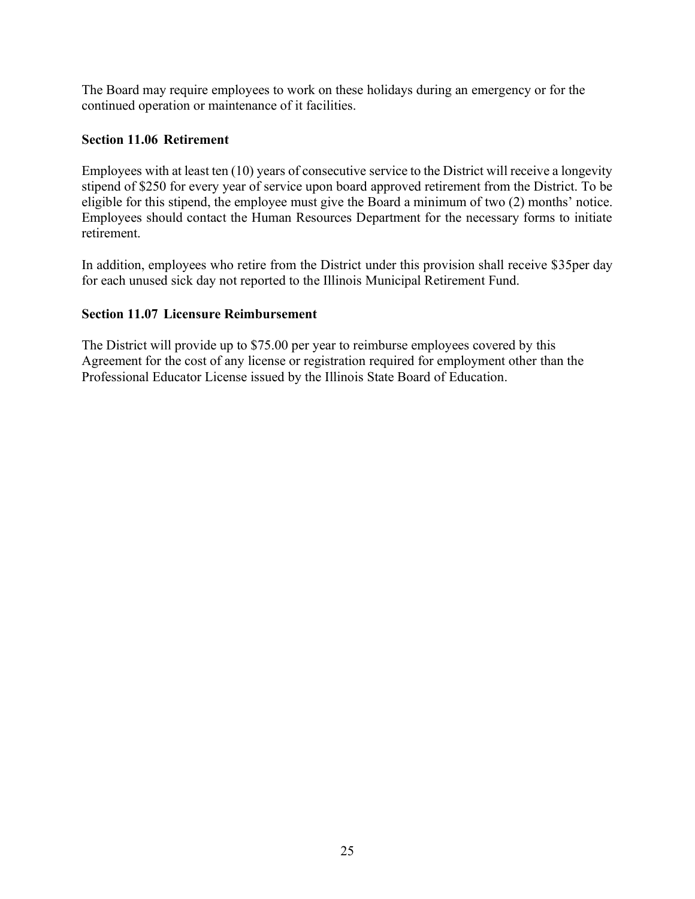The Board may require employees to work on these holidays during an emergency or for the continued operation or maintenance of it facilities.

**Section 11.06 Retirement**

Employees with at least ten (10) years of consecutive service to the District will receive a longevity stipend of $250 for every year of service upon board approved retirement from the District. To be eligible for this stipend, the employee must give the Board a minimum of two (2) months' notice. Employees should contact the Human Resources Department for the necessary forms to initiate retirement.

In addition, employees who retire from the District under this provision shall receive $35per day for each unused sick day not reported to the Illinois Municipal Retirement Fund.

**Section 11.07 Licensure Reimbursement**

The District will provide up to $75.00 per year to reimburse employees covered by this Agreement for the cost of any license or registration required for employment other than the Professional Educator License issued by the Illinois State Board of Education.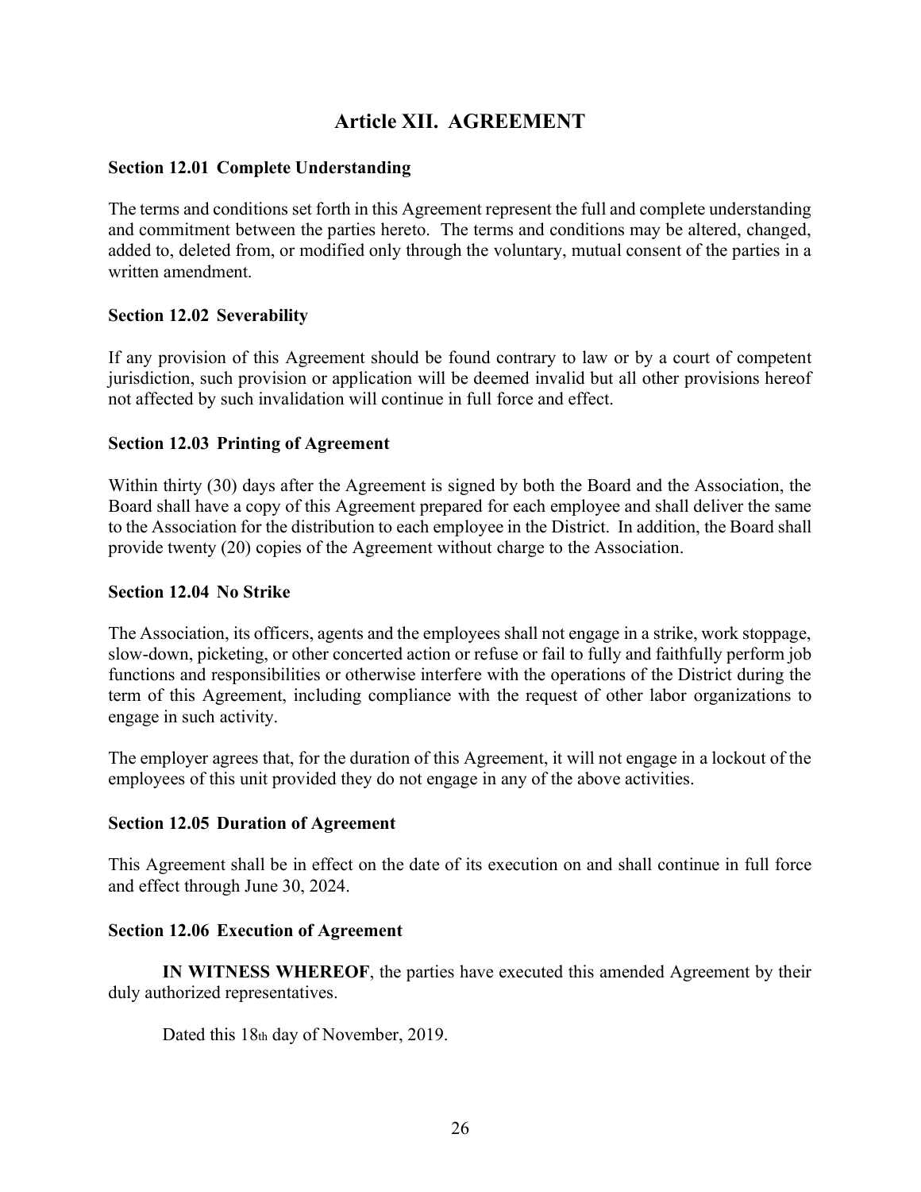# Article XII. AGREEMENT

### Section 12.01 Complete Understanding

The terms and conditions set forth in this Agreement represent the full and complete understanding and commitment between the parties hereto. The terms and conditions may be altered, changed, added to, deleted from, or modified only through the voluntary, mutual consent of the parties in a written amendment.

### Section 12.02 Severability

If any provision of this Agreement should be found contrary to law or by a court of competent jurisdiction, such provision or application will be deemed invalid but all other provisions hereof not affected by such invalidation will continue in full force and effect.

### Section 12.03 Printing of Agreement

Within thirty (30) days after the Agreement is signed by both the Board and the Association, the Board shall have a copy of this Agreement prepared for each employee and shall deliver the same to the Association for the distribution to each employee in the District. In addition, the Board shall provide twenty (20) copies of the Agreement without charge to the Association.

### Section 12.04 No Strike

The Association, its officers, agents and the employees shall not engage in a strike, work stoppage, slow-down, picketing, or other concerted action or refuse or fail to fully and faithfully perform job functions and responsibilities or otherwise interfere with the operations of the District during the term of this Agreement, including compliance with the request of other labor organizations to engage in such activity.

The employer agrees that, for the duration of this Agreement, it will not engage in a lockout of the employees of this unit provided they do not engage in any of the above activities.

### Section 12.05 Duration of Agreement

This Agreement shall be in effect on the date of its execution on and shall continue in full force and effect through June 30, 2024.

### Section 12.06 Execution of Agreement

**IN WITNESS WHEREOF**, the parties have executed this amended Agreement by their duly authorized representatives.

Dated this 18th day of November, 2019.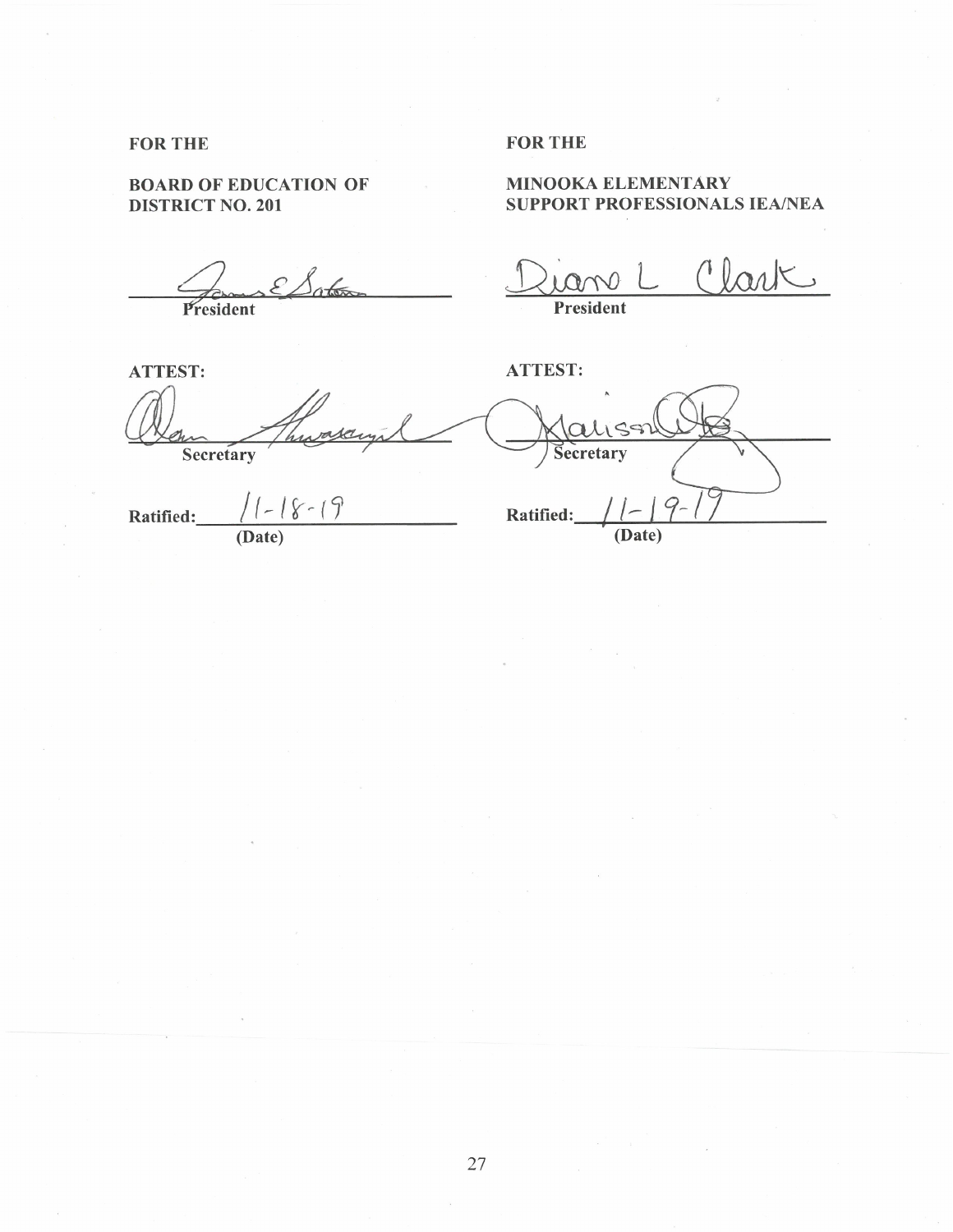| FOR THE | FOR THE |
|---|---|
| **BOARD OF EDUCATION OF DISTRICT NO. 201** | **MINOOKA ELEMENTARY SUPPORT PROFESSIONALS IEA/NEA** |
| James E Soto | Diana L Clark |
| President | President |
| ATTEST: | ATTEST: |
| Dan Thwaraujal | Marissa Otte |
| Secretary | Secretary |
| Ratified: 11-18-19 (Date) | Ratified: 11-19-19 (Date) |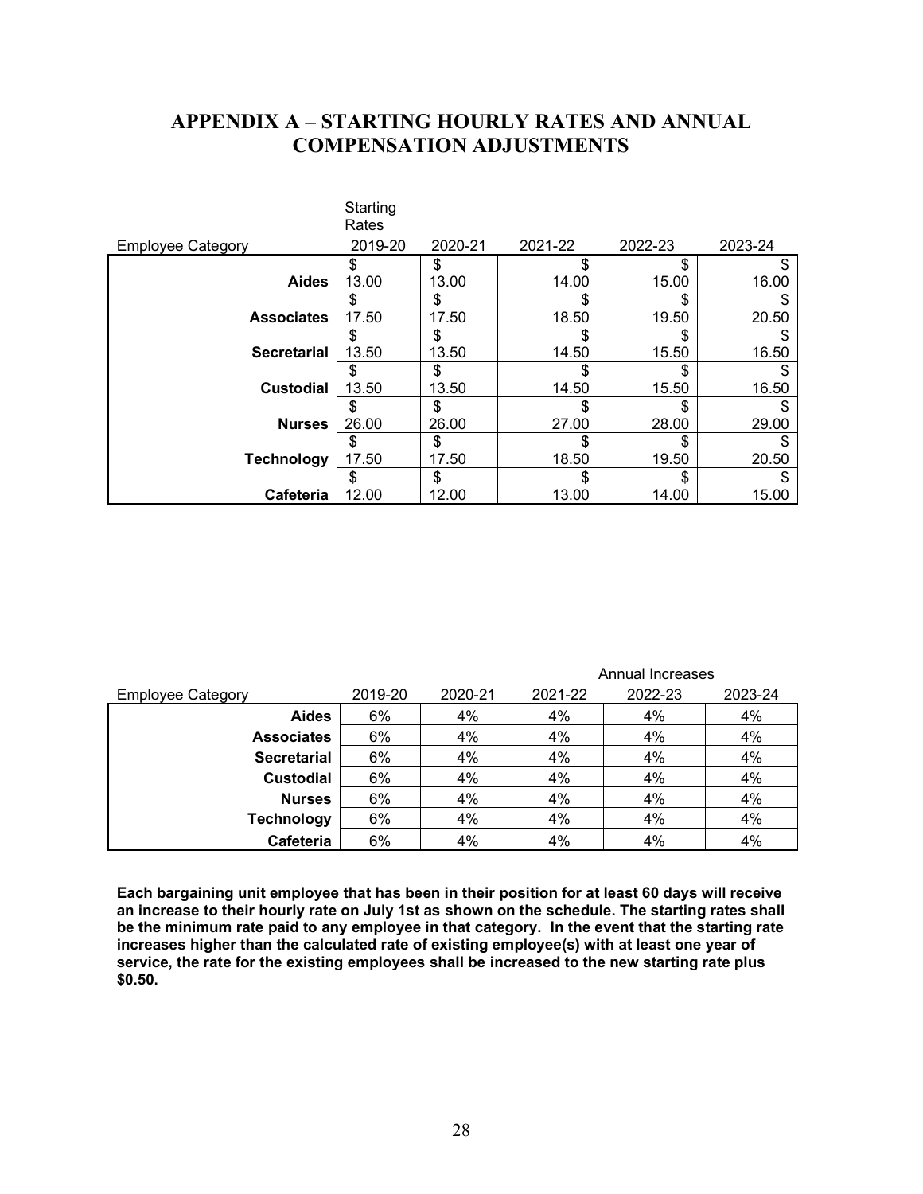# APPENDIX A – STARTING HOURLY RATES AND ANNUAL COMPENSATION ADJUSTMENTS

| Employee Category | Starting Rates 2019-20 | 2020-21 | 2021-22 | 2022-23 | 2023-24 |
|---|---|---|---|---|---|
| **Aides** | $ 13.00 | $ 13.00 | $ 14.00 | $ 15.00 | $ 16.00 |
| **Associates** | $ 17.50 | $ 17.50 | $ 18.50 | $ 19.50 | $ 20.50 |
| **Secretarial** | $ 13.50 | $ 13.50 | $ 14.50 | $ 15.50 | $ 16.50 |
| **Custodial** | $ 13.50 | $ 13.50 | $ 14.50 | $ 15.50 | $ 16.50 |
| **Nurses** | $ 26.00 | $ 26.00 | $ 27.00 | $ 28.00 | $ 29.00 |
| **Technology** | $ 17.50 | $ 17.50 | $ 18.50 | $ 19.50 | $ 20.50 |
| **Cafeteria** | $ 12.00 | $ 12.00 | $ 13.00 | $ 14.00 | $ 15.00 |

| | | | | Annual Increases | |
|---|---|---|---|---|---|
| Employee Category | 2019-20 | 2020-21 | 2021-22 | 2022-23 | 2023-24 |
| **Aides** | 6% | 4% | 4% | 4% | 4% |
| **Associates** | 6% | 4% | 4% | 4% | 4% |
| **Secretarial** | 6% | 4% | 4% | 4% | 4% |
| **Custodial** | 6% | 4% | 4% | 4% | 4% |
| **Nurses** | 6% | 4% | 4% | 4% | 4% |
| **Technology** | 6% | 4% | 4% | 4% | 4% |
| **Cafeteria** | 6% | 4% | 4% | 4% | 4% |

**Each bargaining unit employee that has been in their position for at least 60 days will receive an increase to their hourly rate on July 1st as shown on the schedule. The starting rates shall be the minimum rate paid to any employee in that category. In the event that the starting rate increases higher than the calculated rate of existing employee(s) with at least one year of service, the rate for the existing employees shall be increased to the new starting rate plus $0.50.**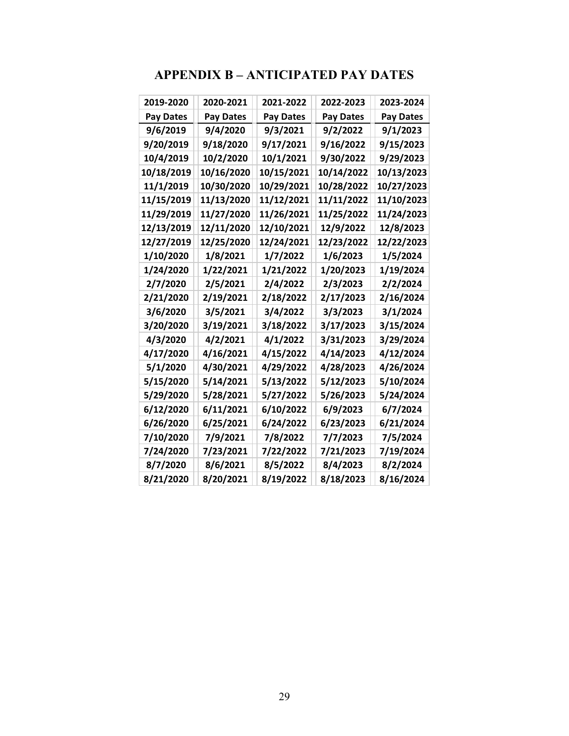# APPENDIX B – ANTICIPATED PAY DATES

| 2019-2020 Pay Dates | 2020-2021 Pay Dates | 2021-2022 Pay Dates | 2022-2023 Pay Dates | 2023-2024 Pay Dates |
|---|---|---|---|---|
| 9/6/2019 | 9/4/2020 | 9/3/2021 | 9/2/2022 | 9/1/2023 |
| 9/20/2019 | 9/18/2020 | 9/17/2021 | 9/16/2022 | 9/15/2023 |
| 10/4/2019 | 10/2/2020 | 10/1/2021 | 9/30/2022 | 9/29/2023 |
| 10/18/2019 | 10/16/2020 | 10/15/2021 | 10/14/2022 | 10/13/2023 |
| 11/1/2019 | 10/30/2020 | 10/29/2021 | 10/28/2022 | 10/27/2023 |
| 11/15/2019 | 11/13/2020 | 11/12/2021 | 11/11/2022 | 11/10/2023 |
| 11/29/2019 | 11/27/2020 | 11/26/2021 | 11/25/2022 | 11/24/2023 |
| 12/13/2019 | 12/11/2020 | 12/10/2021 | 12/9/2022 | 12/8/2023 |
| 12/27/2019 | 12/25/2020 | 12/24/2021 | 12/23/2022 | 12/22/2023 |
| 1/10/2020 | 1/8/2021 | 1/7/2022 | 1/6/2023 | 1/5/2024 |
| 1/24/2020 | 1/22/2021 | 1/21/2022 | 1/20/2023 | 1/19/2024 |
| 2/7/2020 | 2/5/2021 | 2/4/2022 | 2/3/2023 | 2/2/2024 |
| 2/21/2020 | 2/19/2021 | 2/18/2022 | 2/17/2023 | 2/16/2024 |
| 3/6/2020 | 3/5/2021 | 3/4/2022 | 3/3/2023 | 3/1/2024 |
| 3/20/2020 | 3/19/2021 | 3/18/2022 | 3/17/2023 | 3/15/2024 |
| 4/3/2020 | 4/2/2021 | 4/1/2022 | 3/31/2023 | 3/29/2024 |
| 4/17/2020 | 4/16/2021 | 4/15/2022 | 4/14/2023 | 4/12/2024 |
| 5/1/2020 | 4/30/2021 | 4/29/2022 | 4/28/2023 | 4/26/2024 |
| 5/15/2020 | 5/14/2021 | 5/13/2022 | 5/12/2023 | 5/10/2024 |
| 5/29/2020 | 5/28/2021 | 5/27/2022 | 5/26/2023 | 5/24/2024 |
| 6/12/2020 | 6/11/2021 | 6/10/2022 | 6/9/2023 | 6/7/2024 |
| 6/26/2020 | 6/25/2021 | 6/24/2022 | 6/23/2023 | 6/21/2024 |
| 7/10/2020 | 7/9/2021 | 7/8/2022 | 7/7/2023 | 7/5/2024 |
| 7/24/2020 | 7/23/2021 | 7/22/2022 | 7/21/2023 | 7/19/2024 |
| 8/7/2020 | 8/6/2021 | 8/5/2022 | 8/4/2023 | 8/2/2024 |
| 8/21/2020 | 8/20/2021 | 8/19/2022 | 8/18/2023 | 8/16/2024 |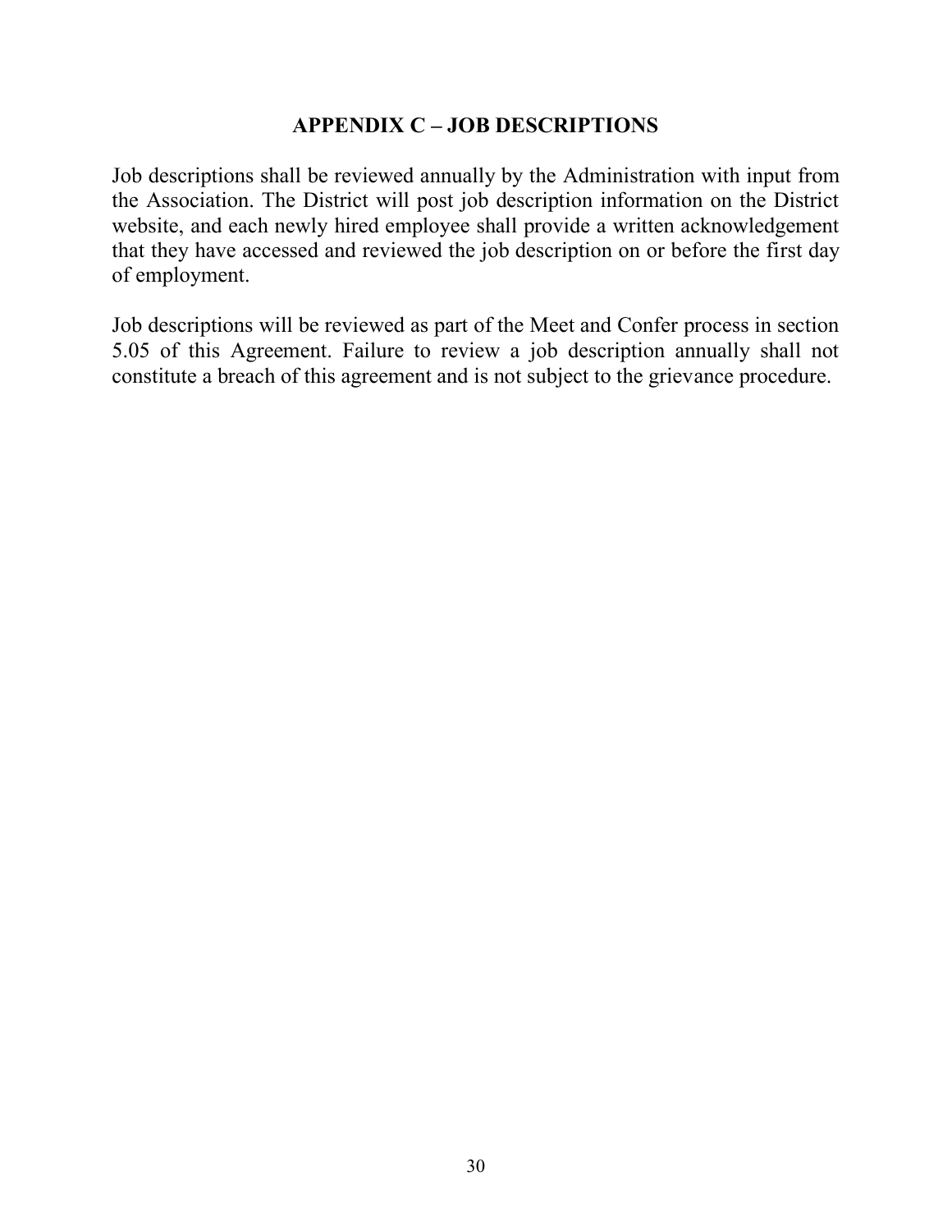# APPENDIX C – JOB DESCRIPTIONS

Job descriptions shall be reviewed annually by the Administration with input from the Association. The District will post job description information on the District website, and each newly hired employee shall provide a written acknowledgement that they have accessed and reviewed the job description on or before the first day of employment.

Job descriptions will be reviewed as part of the Meet and Confer process in section 5.05 of this Agreement. Failure to review a job description annually shall not constitute a breach of this agreement and is not subject to the grievance procedure.